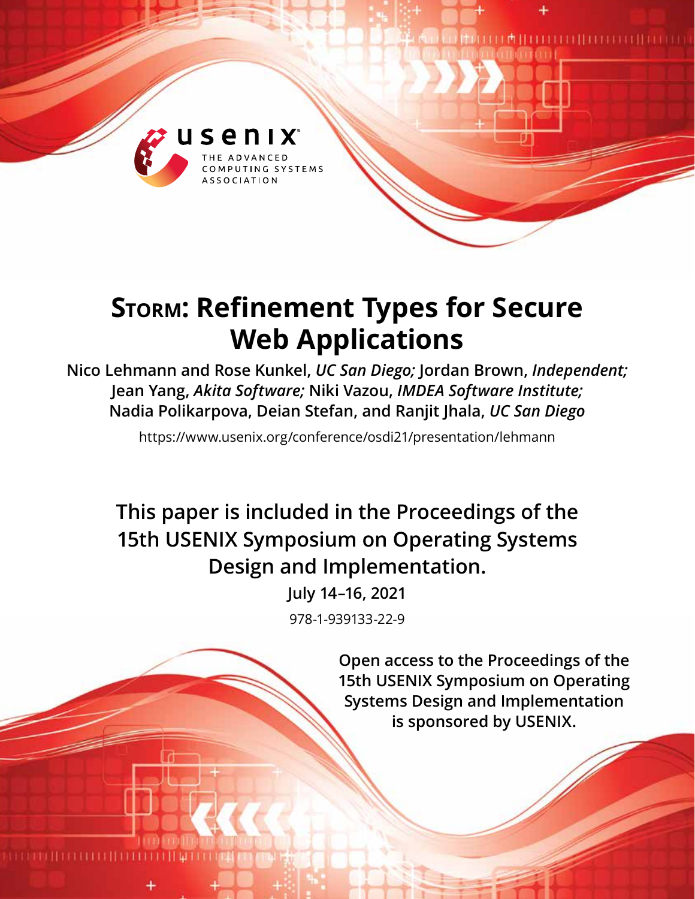# STORM: Refinement Types for Secure Web Applications

**Nico Lehmann and Rose Kunkel,** ***UC San Diego;*** **Jordan Brown,** ***Independent;*** **Jean Yang,** ***Akita Software;*** **Niki Vazou,** ***IMDEA Software Institute;*** **Nadia Polikarpova, Deian Stefan, and Ranjit Jhala,** ***UC San Diego***

https://www.usenix.org/conference/osdi21/presentation/lehmann

**This paper is included in the Proceedings of the 15th USENIX Symposium on Operating Systems Design and Implementation.**

**July 14–16, 2021**

978-1-939133-22-9

**Open access to the Proceedings of the 15th USENIX Symposium on Operating Systems Design and Implementation is sponsored by USENIX.**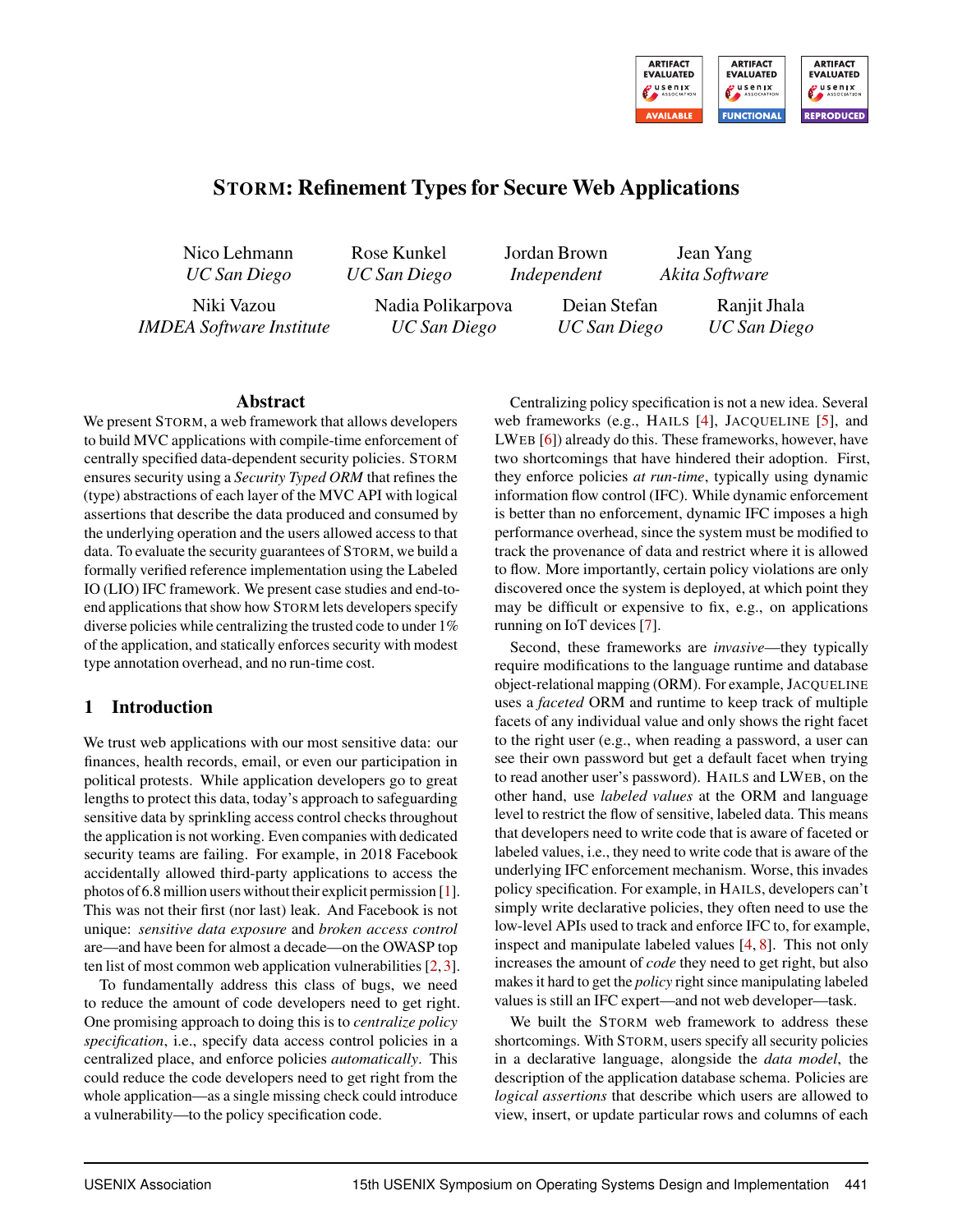# STORM: Refinement Types for Secure Web Applications

| Nico Lehmann | Rose Kunkel | Jordan Brown | Jean Yang |
|---|---|---|---|
| *UC San Diego* | *UC San Diego* | *Independent* | *Akita Software* |

| Niki Vazou | Nadia Polikarpova | Deian Stefan | Ranjit Jhala |
|---|---|---|---|
| *IMDEA Software Institute* | *UC San Diego* | *UC San Diego* | *UC San Diego* |

## Abstract

We present STORM, a web framework that allows developers to build MVC applications with compile-time enforcement of centrally specified data-dependent security policies. STORM ensures security using a *Security Typed ORM* that refines the (type) abstractions of each layer of the MVC API with logical assertions that describe the data produced and consumed by the underlying operation and the users allowed access to that data. To evaluate the security guarantees of STORM, we build a formally verified reference implementation using the Labeled IO (LIO) IFC framework. We present case studies and end-to-end applications that show how STORM lets developers specify diverse policies while centralizing the trusted code to under 1% of the application, and statically enforces security with modest type annotation overhead, and no run-time cost.

## 1 Introduction

We trust web applications with our most sensitive data: our finances, health records, email, or even our participation in political protests. While application developers go to great lengths to protect this data, today's approach to safeguarding sensitive data by sprinkling access control checks throughout the application is not working. Even companies with dedicated security teams are failing. For example, in 2018 Facebook accidentally allowed third-party applications to access the photos of 6.8 million users without their explicit permission [1]. This was not their first (nor last) leak. And Facebook is not unique: *sensitive data exposure* and *broken access control* are—and have been for almost a decade—on the OWASP top ten list of most common web application vulnerabilities [2, 3].

To fundamentally address this class of bugs, we need to reduce the amount of code developers need to get right. One promising approach to doing this is to *centralize policy specification*, i.e., specify data access control policies in a centralized place, and enforce policies *automatically*. This could reduce the code developers need to get right from the whole application—as a single missing check could introduce a vulnerability—to the policy specification code.

Centralizing policy specification is not a new idea. Several web frameworks (e.g., HAILS [4], JACQUELINE [5], and LWEB [6]) already do this. These frameworks, however, have two shortcomings that have hindered their adoption. First, they enforce policies *at run-time*, typically using dynamic information flow control (IFC). While dynamic enforcement is better than no enforcement, dynamic IFC imposes a high performance overhead, since the system must be modified to track the provenance of data and restrict where it is allowed to flow. More importantly, certain policy violations are only discovered once the system is deployed, at which point they may be difficult or expensive to fix, e.g., on applications running on IoT devices [7].

Second, these frameworks are *invasive*—they typically require modifications to the language runtime and database object-relational mapping (ORM). For example, JACQUELINE uses a *faceted* ORM and runtime to keep track of multiple facets of any individual value and only shows the right facet to the right user (e.g., when reading a password, a user can see their own password but get a default facet when trying to read another user's password). HAILS and LWEB, on the other hand, use *labeled values* at the ORM and language level to restrict the flow of sensitive, labeled data. This means that developers need to write code that is aware of faceted or labeled values, i.e., they need to write code that is aware of the underlying IFC enforcement mechanism. Worse, this invades policy specification. For example, in HAILS, developers can't simply write declarative policies, they often need to use the low-level APIs used to track and enforce IFC to, for example, inspect and manipulate labeled values [4, 8]. This not only increases the amount of *code* they need to get right, but also makes it hard to get the *policy* right since manipulating labeled values is still an IFC expert—and not web developer—task.

We built the STORM web framework to address these shortcomings. With STORM, users specify all security policies in a declarative language, alongside the *data model*, the description of the application database schema. Policies are *logical assertions* that describe which users are allowed to view, insert, or update particular rows and columns of each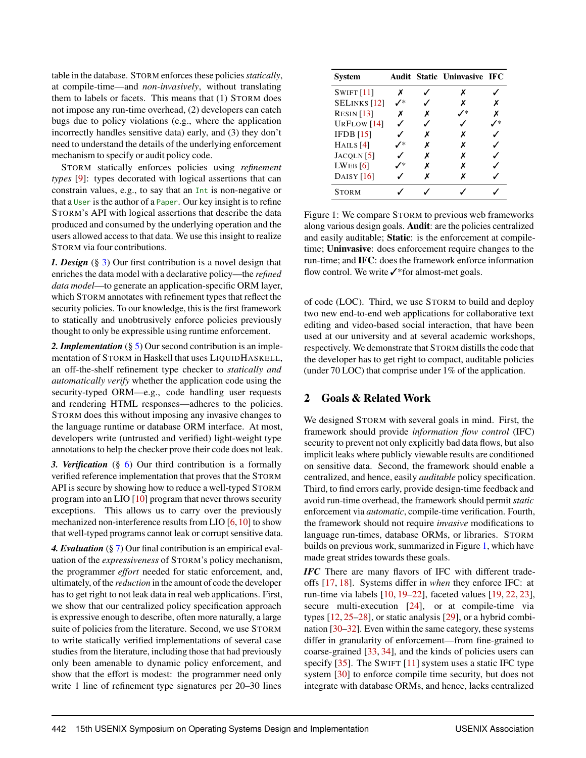table in the database. STORM enforces these policies *statically*, at compile-time—and *non-invasively*, without translating them to labels or facets. This means that (1) STORM does not impose any run-time overhead, (2) developers can catch bugs due to policy violations (e.g., where the application incorrectly handles sensitive data) early, and (3) they don't need to understand the details of the underlying enforcement mechanism to specify or audit policy code.

STORM statically enforces policies using *refinement types* [9]: types decorated with logical assertions that can constrain values, e.g., to say that an `Int` is non-negative or that a `User` is the author of a `Paper`. Our key insight is to refine STORM's API with logical assertions that describe the data produced and consumed by the underlying operation and the users allowed access to that data. We use this insight to realize STORM via four contributions.

***1. Design*** (§ 3) Our first contribution is a novel design that enriches the data model with a declarative policy—the *refined data model*—to generate an application-specific ORM layer, which STORM annotates with refinement types that reflect the security policies. To our knowledge, this is the first framework to statically and unobtrusively enforce policies previously thought to only be expressible using runtime enforcement.

***2. Implementation*** (§ 5) Our second contribution is an implementation of STORM in Haskell that uses LIQUIDHASKELL, an off-the-shelf refinement type checker to *statically and automatically verify* whether the application code using the security-typed ORM—e.g., code handling user requests and rendering HTML responses—adheres to the policies. STORM does this without imposing any invasive changes to the language runtime or database ORM interface. At most, developers write (untrusted and verified) light-weight type annotations to help the checker prove their code does not leak.

***3. Verification*** (§ 6) Our third contribution is a formally verified reference implementation that proves that the STORM API is secure by showing how to reduce a well-typed STORM program into an LIO [10] program that never throws security exceptions. This allows us to carry over the previously mechanized non-interference results from LIO [6, 10] to show that well-typed programs cannot leak or corrupt sensitive data.

***4. Evaluation*** (§ 7) Our final contribution is an empirical evaluation of the *expressiveness* of STORM's policy mechanism, the programmer *effort* needed for static enforcement, and, ultimately, of the *reduction* in the amount of code the developer has to get right to not leak data in real web applications. First, we show that our centralized policy specification approach is expressive enough to describe, often more naturally, a large suite of policies from the literature. Second, we use STORM to write statically verified implementations of several case studies from the literature, including those that had previously only been amenable to dynamic policy enforcement, and show that the effort is modest: the programmer need only write 1 line of refinement type signatures per 20–30 lines of code (LOC). Third, we use STORM to build and deploy two new end-to-end web applications for collaborative text editing and video-based social interaction, that have been used at our university and at several academic workshops, respectively. We demonstrate that STORM distills the code that the developer has to get right to compact, auditable policies (under 70 LOC) that comprise under 1% of the application.

| System | Audit | Static | Uninvasive | IFC |
|---|---|---|---|---|
| SWIFT [11] | ✗ | ✓ | ✗ | ✓ |
| SELINKS [12] | ✓* | ✓ | ✗ | ✗ |
| RESIN [13] | ✗ | ✗ | ✓* | ✗ |
| URFLOW [14] | ✓ | ✓ | ✓ | ✓* |
| IFDB [15] | ✓ | ✗ | ✗ | ✓ |
| HAILS [4] | ✓* | ✗ | ✗ | ✓ |
| JACQLN [5] | ✓ | ✗ | ✗ | ✓ |
| LWEB [6] | ✓* | ✗ | ✗ | ✓ |
| DAISY [16] | ✓ | ✗ | ✗ | ✓ |
| STORM | ✓ | ✓ | ✓ | ✓ |

Figure 1: We compare STORM to previous web frameworks along various design goals. **Audit**: are the policies centralized and easily auditable; **Static**: is the enforcement at compile-time; **Uninvasive**: does enforcement require changes to the run-time; and **IFC**: does the framework enforce information flow control. We write ✓*for almost-met goals.

## 2 Goals & Related Work

We designed STORM with several goals in mind. First, the framework should provide *information flow control* (IFC) security to prevent not only explicitly bad data flows, but also implicit leaks where publicly viewable results are conditioned on sensitive data. Second, the framework should enable a centralized, and hence, easily *auditable* policy specification. Third, to find errors early, provide design-time feedback and avoid run-time overhead, the framework should permit *static* enforcement via *automatic*, compile-time verification. Fourth, the framework should not require *invasive* modifications to language run-times, database ORMs, or libraries. STORM builds on previous work, summarized in Figure 1, which have made great strides towards these goals.

***IFC*** There are many flavors of IFC with different trade-offs [17, 18]. Systems differ in *when* they enforce IFC: at run-time via labels [10, 19–22], faceted values [19, 22, 23], secure multi-execution [24], or at compile-time via types [12, 25–28], or static analysis [29], or a hybrid combination [30–32]. Even within the same category, these systems differ in granularity of enforcement—from fine-grained to coarse-grained [33, 34], and the kinds of policies users can specify [35]. The SWIFT [11] system uses a static IFC type system [30] to enforce compile time security, but does not integrate with database ORMs, and hence, lacks centralized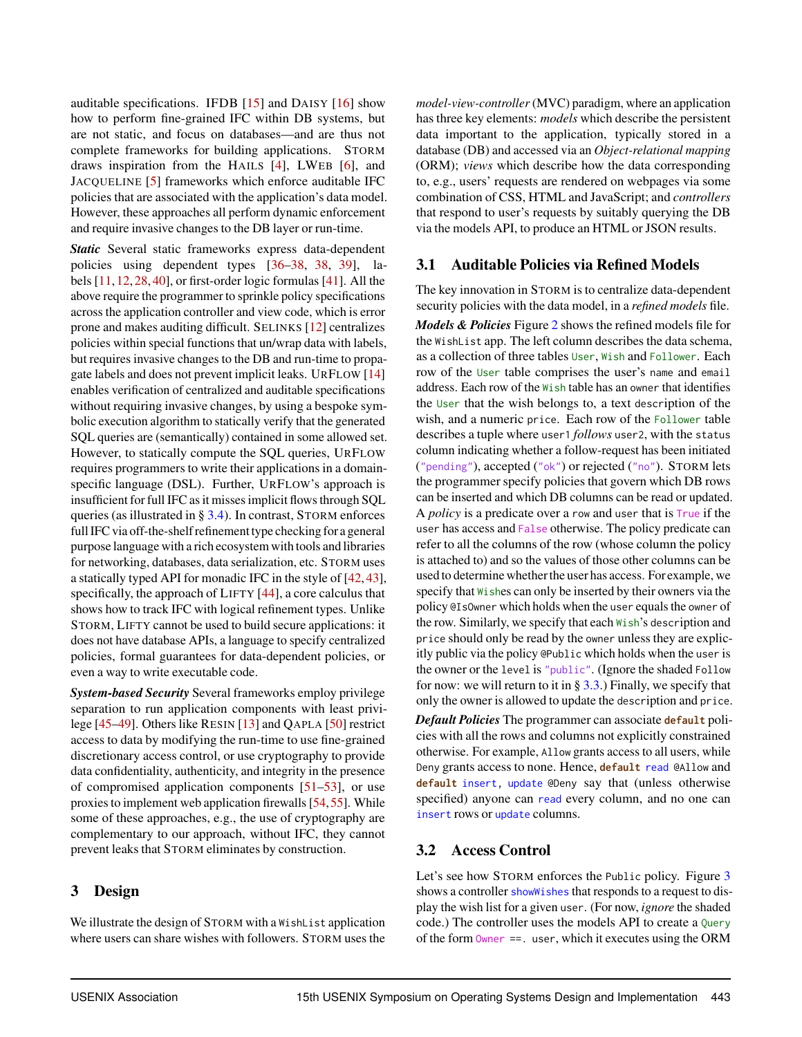auditable specifications. IFDB [15] and DAISY [16] show how to perform fine-grained IFC within DB systems, but are not static, and focus on databases—and are thus not complete frameworks for building applications. STORM draws inspiration from the HAILS [4], LWEB [6], and JACQUELINE [5] frameworks which enforce auditable IFC policies that are associated with the application's data model. However, these approaches all perform dynamic enforcement and require invasive changes to the DB layer or run-time.

***Static*** Several static frameworks express data-dependent policies using dependent types [36–38, 38, 39], labels [11, 12, 28, 40], or first-order logic formulas [41]. All the above require the programmer to sprinkle policy specifications across the application controller and view code, which is error prone and makes auditing difficult. SELINKS [12] centralizes policies within special functions that un/wrap data with labels, but requires invasive changes to the DB and run-time to propagate labels and does not prevent implicit leaks. URFLOW [14] enables verification of centralized and auditable specifications without requiring invasive changes, by using a bespoke symbolic execution algorithm to statically verify that the generated SQL queries are (semantically) contained in some allowed set. However, to statically compute the SQL queries, URFLOW requires programmers to write their applications in a domain-specific language (DSL). Further, URFLOW's approach is insufficient for full IFC as it misses implicit flows through SQL queries (as illustrated in § 3.4). In contrast, STORM enforces full IFC via off-the-shelf refinement type checking for a general purpose language with a rich ecosystem with tools and libraries for networking, databases, data serialization, etc. STORM uses a statically typed API for monadic IFC in the style of [42, 43], specifically, the approach of LIFTY [44], a core calculus that shows how to track IFC with logical refinement types. Unlike STORM, LIFTY cannot be used to build secure applications: it does not have database APIs, a language to specify centralized policies, formal guarantees for data-dependent policies, or even a way to write executable code.

***System-based Security*** Several frameworks employ privilege separation to run application components with least privilege [45–49]. Others like RESIN [13] and QAPLA [50] restrict access to data by modifying the run-time to use fine-grained discretionary access control, or use cryptography to provide data confidentiality, authenticity, and integrity in the presence of compromised application components [51–53], or use proxies to implement web application firewalls [54, 55]. While some of these approaches, e.g., the use of cryptography are complementary to our approach, without IFC, they cannot prevent leaks that STORM eliminates by construction.

## 3 Design

We illustrate the design of STORM with a `WishList` application where users can share wishes with followers. STORM uses the *model-view-controller* (MVC) paradigm, where an application has three key elements: *models* which describe the persistent data important to the application, typically stored in a database (DB) and accessed via an *Object-relational mapping* (ORM); *views* which describe how the data corresponding to, e.g., users' requests are rendered on webpages via some combination of CSS, HTML and JavaScript; and *controllers* that respond to user's requests by suitably querying the DB via the models API, to produce an HTML or JSON results.

### 3.1 Auditable Policies via Refined Models

The key innovation in STORM is to centralize data-dependent security policies with the data model, in a *refined models* file.

***Models & Policies*** Figure 2 shows the refined models file for the `WishList` app. The left column describes the data schema, as a collection of three tables `User`, `Wish` and `Follower`. Each row of the `User` table comprises the user's `name` and `email` address. Each row of the `Wish` table has an `owner` that identifies the `User` that the wish belongs to, a text `description` of the wish, and a numeric `price`. Each row of the `Follower` table describes a tuple where `user1` *follows* `user2`, with the `status` column indicating whether a follow-request has been initiated (`"pending"`), accepted (`"ok"`) or rejected (`"no"`). STORM lets the programmer specify policies that govern which DB rows can be inserted and which DB columns can be read or updated. A *policy* is a predicate over a `row` and `user` that is `True` if the `user` has access and `False` otherwise. The policy predicate can refer to all the columns of the row (whose column the policy is attached to) and so the values of those other columns can be used to determine whether the user has access. For example, we specify that `Wish`es can only be inserted by their owners via the policy `@IsOwner` which holds when the `user` equals the `owner` of the row. Similarly, we specify that each `Wish`'s `description` and `price` should only be read by the `owner` unless they are explicitly public via the policy `@Public` which holds when the `user` is the owner or the `level` is `"public"`. (Ignore the shaded `Follow` for now: we will return to it in § 3.3.) Finally, we specify that only the owner is allowed to update the `description` and `price`.

***Default Policies*** The programmer can associate `default` policies with all the rows and columns not explicitly constrained otherwise. For example, `Allow` grants access to all users, while `Deny` grants access to none. Hence, `default read @Allow` and `default insert, update @Deny` say that (unless otherwise specified) anyone can `read` every column, and no one can `insert` rows or `update` columns.

### 3.2 Access Control

Let's see how STORM enforces the `Public` policy. Figure 3 shows a controller `showWishes` that responds to a request to display the wish list for a given `user`. (For now, *ignore* the shaded code.) The controller uses the models API to create a `Query` of the form `Owner ==. user`, which it executes using the ORM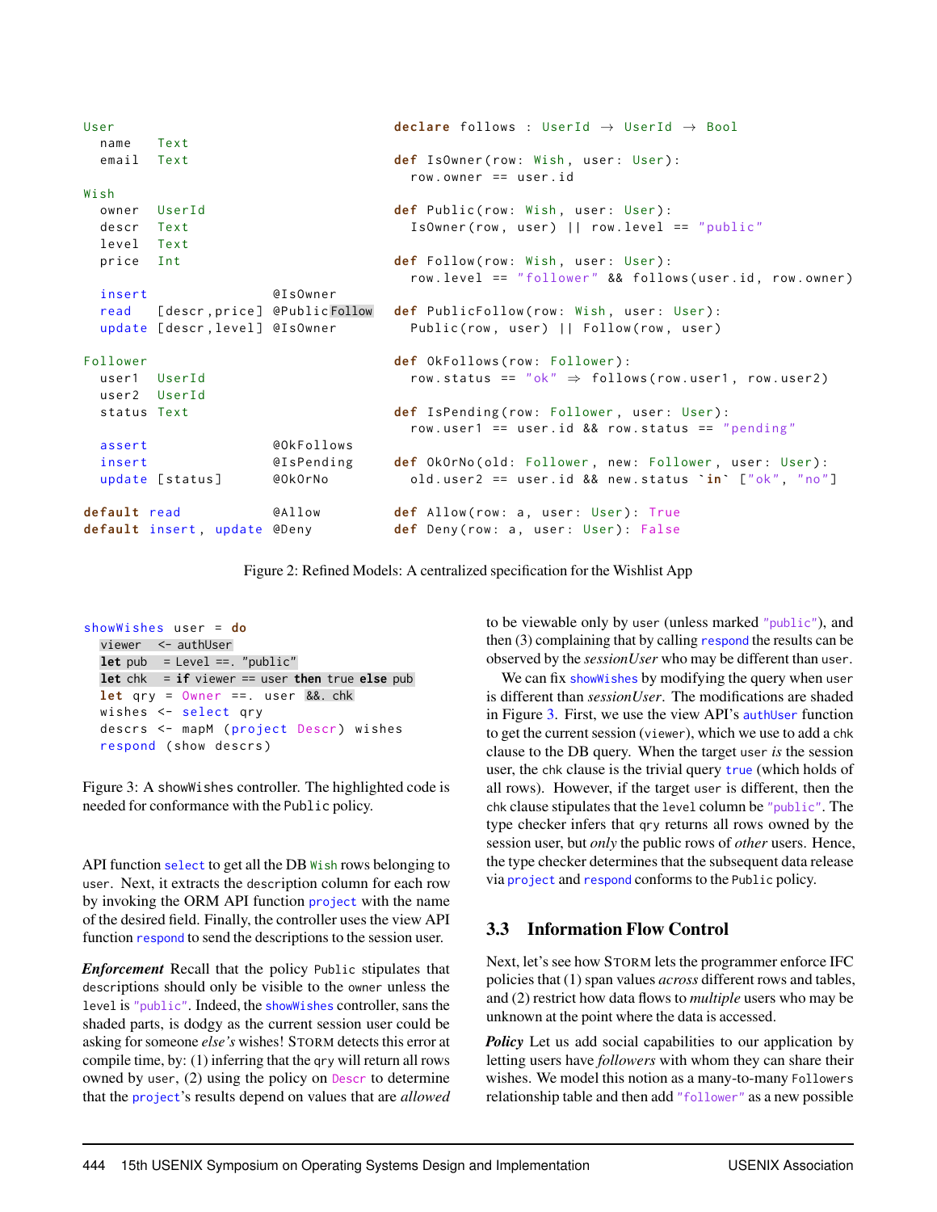```
User
  name   Text
  email  Text

Wish
  owner  UserId
  descr  Text
  level  Text
  price  Int

  insert                 @IsOwner
  read   [descr,price]   @PublicFollow
  update [descr,level]   @IsOwner

Follower
  user1  UserId
  user2  UserId
  status Text

  assert                 @OkFollows
  insert                 @IsPending
  update [status]        @OkOrNo

default read             @Allow
default insert, update   @Deny
```

```
declare follows : UserId → UserId → Bool

def IsOwner(row: Wish, user: User):
  row.owner == user.id

def Public(row: Wish, user: User):
  IsOwner(row, user) || row.level == "public"

def Follow(row: Wish, user: User):
  row.level == "follower" && follows(user.id, row.owner)

def PublicFollow(row: Wish, user: User):
  Public(row, user) || Follow(row, user)

def OkFollows(row: Follower):
  row.status == "ok" ⇒ follows(row.user1, row.user2)

def IsPending(row: Follower, user: User):
  row.user1 == user.id && row.status == "pending"

def OkOrNo(old: Follower, new: Follower, user: User):
  old.user2 == user.id && new.status `in` ["ok", "no"]

def Allow(row: a, user: User): True
def Deny(row: a, user: User): False
```

Figure 2: Refined Models: A centralized specification for the Wishlist App

```
showWishes user = do
  viewer  <- authUser
  let pub  = Level ==. "public"
  let chk  = if viewer == user then true else pub
  let qry = Owner ==. user &&. chk
  wishes <- select qry
  descrs <- mapM (project Descr) wishes
  respond (show descrs)
```

Figure 3: A showWishes controller. The highlighted code is needed for conformance with the Public policy.

API function select to get all the DB Wish rows belonging to user. Next, it extracts the description column for each row by invoking the ORM API function project with the name of the desired field. Finally, the controller uses the view API function respond to send the descriptions to the session user.

***Enforcement*** Recall that the policy Public stipulates that descriptions should only be visible to the owner unless the level is "public". Indeed, the showWishes controller, sans the shaded parts, is dodgy as the current session user could be asking for someone *else's* wishes! STORM detects this error at compile time, by: (1) inferring that the qry will return all rows owned by user, (2) using the policy on Descr to determine that the project's results depend on values that are *allowed* to be viewable only by user (unless marked "public"), and then (3) complaining that by calling respond the results can be observed by the *sessionUser* who may be different than user.

We can fix showWishes by modifying the query when user is different than *sessionUser*. The modifications are shaded in Figure 3. First, we use the view API's authUser function to get the current session (viewer), which we use to add a chk clause to the DB query. When the target user *is* the session user, the chk clause is the trivial query true (which holds of all rows). However, if the target user is different, then the chk clause stipulates that the level column be "public". The type checker infers that qry returns all rows owned by the session user, but *only* the public rows of *other* users. Hence, the type checker determines that the subsequent data release via project and respond conforms to the Public policy.

## 3.3 Information Flow Control

Next, let's see how STORM lets the programmer enforce IFC policies that (1) span values *across* different rows and tables, and (2) restrict how data flows to *multiple* users who may be unknown at the point where the data is accessed.

***Policy*** Let us add social capabilities to our application by letting users have *followers* with whom they can share their wishes. We model this notion as a many-to-many Followers relationship table and then add "follower" as a new possible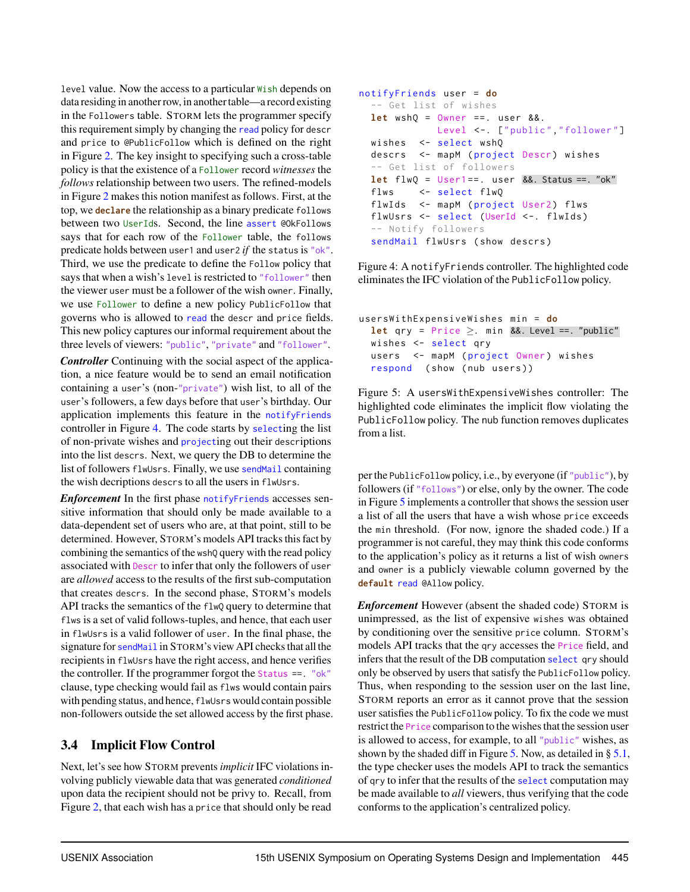level value. Now the access to a particular Wish depends on data residing in another row, in another table—a record existing in the Followers table. STORM lets the programmer specify this requirement simply by changing the read policy for descr and price to @PublicFollow which is defined on the right in Figure 2. The key insight to specifying such a cross-table policy is that the existence of a Follower record *witnesses* the *follows* relationship between two users. The refined-models in Figure 2 makes this notion manifest as follows. First, at the top, we **declare** the relationship as a binary predicate follows between two UserIds. Second, the line assert @OkFollows says that for each row of the Follower table, the follows predicate holds between user1 and user2 *if* the status is "ok". Third, we use the predicate to define the Follow policy that says that when a wish's level is restricted to "follower" then the viewer user must be a follower of the wish owner. Finally, we use Follower to define a new policy PublicFollow that governs who is allowed to read the descr and price fields. This new policy captures our informal requirement about the three levels of viewers: "public", "private" and "follower".

***Controller*** Continuing with the social aspect of the application, a nice feature would be to send an email notification containing a user's (non-"private") wish list, to all of the user's followers, a few days before that user's birthday. Our application implements this feature in the notifyFriends controller in Figure 4. The code starts by selecting the list of non-private wishes and projecting out their descriptions into the list descrs. Next, we query the DB to determine the list of followers flwUsrs. Finally, we use sendMail containing the wish decriptions descrs to all the users in flwUsrs.

***Enforcement*** In the first phase notifyFriends accesses sensitive information that should only be made available to a data-dependent set of users who are, at that point, still to be determined. However, STORM's models API tracks this fact by combining the semantics of the wshQ query with the read policy associated with Descr to infer that only the followers of user are *allowed* access to the results of the first sub-computation that creates descrs. In the second phase, STORM's models API tracks the semantics of the flwQ query to determine that flws is a set of valid follows-tuples, and hence, that each user in flwUsrs is a valid follower of user. In the final phase, the signature for sendMail in STORM's view API checks that all the recipients in flwUsrs have the right access, and hence verifies the controller. If the programmer forgot the Status ==. "ok" clause, type checking would fail as flws would contain pairs with pending status, and hence, flwUsrs would contain possible non-followers outside the set allowed access by the first phase.

### 3.4 Implicit Flow Control

Next, let's see how STORM prevents *implicit* IFC violations involving publicly viewable data that was generated *conditioned* upon data the recipient should not be privy to. Recall, from Figure 2, that each wish has a price that should only be read per the PublicFollow policy, i.e., by everyone (if "public"), by followers (if "follows") or else, only by the owner. The code in Figure 5 implements a controller that shows the session user a list of all the users that have a wish whose price exceeds the min threshold. (For now, ignore the shaded code.) If a programmer is not careful, they may think this code conforms to the application's policy as it returns a list of wish owners and owner is a publicly viewable column governed by the **default** read @Allow policy.

```
notifyFriends user = do
  -- Get list of wishes
  let wshQ = Owner ==. user &&.
             Level <-. ["public","follower"]
  wishes  <- select wshQ
  descrs  <- mapM (project Descr) wishes
  -- Get list of followers
  let flwQ = User1==. user &&. Status ==. "ok"
  flws    <- select flwQ
  flwIds  <- mapM (project User2) flws
  flwUsrs <- select (UserId <-. flwIds)
  -- Notify followers
  sendMail flwUsrs (show descrs)
```

Figure 4: A notifyFriends controller. The highlighted code eliminates the IFC violation of the PublicFollow policy.

```
usersWithExpensiveWishes min = do
  let qry = Price ≥. min &&. Level ==. "public"
  wishes <- select qry
  users  <- mapM (project Owner) wishes
  respond  (show (nub users))
```

Figure 5: A usersWithExpensiveWishes controller: The highlighted code eliminates the implicit flow violating the PublicFollow policy. The nub function removes duplicates from a list.

***Enforcement*** However (absent the shaded code) STORM is unimpressed, as the list of expensive wishes was obtained by conditioning over the sensitive price column. STORM's models API tracks that the qry accesses the Price field, and infers that the result of the DB computation select qry should only be observed by users that satisfy the PublicFollow policy. Thus, when responding to the session user on the last line, STORM reports an error as it cannot prove that the session user satisfies the PublicFollow policy. To fix the code we must restrict the Price comparison to the wishes that the session user is allowed to access, for example, to all "public" wishes, as shown by the shaded diff in Figure 5. Now, as detailed in § 5.1, the type checker uses the models API to track the semantics of qry to infer that the results of the select computation may be made available to *all* viewers, thus verifying that the code conforms to the application's centralized policy.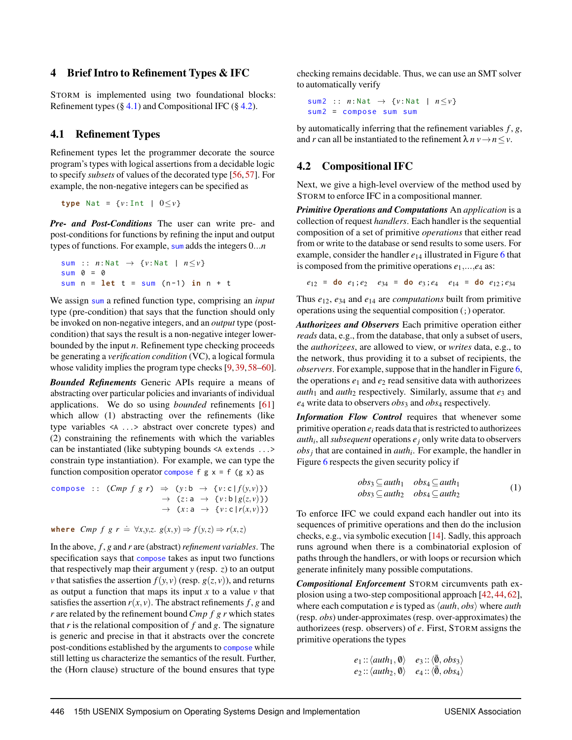## 4 Brief Intro to Refinement Types & IFC

STORM is implemented using two foundational blocks: Refinement types (§ 4.1) and Compositional IFC (§ 4.2).

### 4.1 Refinement Types

Refinement types let the programmer decorate the source program's types with logical assertions from a decidable logic to specify *subsets* of values of the decorated type [56, 57]. For example, the non-negative integers can be specified as

```
type Nat = {v:Int | 0≤v}
```

***Pre- and Post-Conditions*** The user can write pre- and post-conditions for functions by refining the input and output types of functions. For example, `sum` adds the integers $0...n$

```
sum :: n:Nat → {v:Nat | n≤v}
sum 0 = 0
sum n = let t = sum (n-1) in n + t
```

We assign `sum` a refined function type, comprising an *input* type (pre-condition) that says that the function should only be invoked on non-negative integers, and an *output* type (post-condition) that says the result is a non-negative integer lower-bounded by the input $n$. Refinement type checking proceeds be generating a *verification condition* (VC), a logical formula whose validity implies the program type checks [9, 39, 58–60].

***Bounded Refinements*** Generic APIs require a means of abstracting over particular policies and invariants of individual applications. We do so using *bounded* refinements [61] which allow (1) abstracting over the refinements (like type variables `<A ...>` abstract over concrete types) and (2) constraining the refinements with which the variables can be instantiated (like subtyping bounds `<A extends ...>` constrain type instantiation). For example, we can type the function composition operator `compose f g x = f (g x)` as

```
compose :: (Cmp f g r) ⇒ (y:b → {v:c|f(y,v)})
                       → (z:a → {v:b|g(z,v)})
                       → (x:a → {v:c|r(x,v)})
```

**where** $Cmp\ f\ g\ r \doteq \forall x,y,z.\ g(x,y) \Rightarrow f(y,z) \Rightarrow r(x,z)$

In the above, $f$, $g$ and $r$ are (abstract) *refinement variables*. The specification says that `compose` takes as input two functions that respectively map their argument $y$ (resp. $z$) to an output $v$ that satisfies the assertion $f(y,v)$ (resp. $g(z,v)$), and returns as output a function that maps its input $x$ to a value $v$ that satisfies the assertion $r(x,v)$. The abstract refinements $f$, $g$ and $r$ are related by the refinement bound $Cmp\ f\ g\ r$ which states that $r$ is the relational composition of $f$ and $g$. The signature is generic and precise in that it abstracts over the concrete post-conditions established by the arguments to `compose` while still letting us characterize the semantics of the result. Further, the (Horn clause) structure of the bound ensures that type checking remains decidable. Thus, we can use an SMT solver to automatically verify

```
sum2 :: n:Nat → {v:Nat | n≤v}
sum2 = compose sum sum
```

by automatically inferring that the refinement variables $f$, $g$, and $r$ can all be instantiated to the refinement $\lambda\, n\, v \rightarrow n \leq v$.

### 4.2 Compositional IFC

Next, we give a high-level overview of the method used by STORM to enforce IFC in a compositional manner.

***Primitive Operations and Computations*** An *application* is a collection of request *handlers*. Each handler is the sequential composition of a set of primitive *operations* that either read from or write to the database or send results to some users. For example, consider the handler $e_{14}$ illustrated in Figure 6 that is composed from the primitive operations $e_1,\ldots,e_4$ as:

$$e_{12} = \textbf{do}\ e_1;e_2 \quad e_{34} = \textbf{do}\ e_3;e_4 \quad e_{14} = \textbf{do}\ e_{12};e_{34}$$

Thus $e_{12}$, $e_{34}$ and $e_{14}$ are *computations* built from primitive operations using the sequential composition (`;`) operator.

***Authorizees and Observers*** Each primitive operation either *reads* data, e.g., from the database, that only a subset of users, the *authorizees*, are allowed to view, or *writes* data, e.g., to the network, thus providing it to a subset of recipients, the *observers*. For example, suppose that in the handler in Figure 6, the operations $e_1$ and $e_2$ read sensitive data with authorizees $auth_1$ and $auth_2$ respectively. Similarly, assume that $e_3$ and $e_4$ write data to observers $obs_3$ and $obs_4$ respectively.

***Information Flow Control*** requires that whenever some primitive operation $e_i$ reads data that is restricted to authorizees $auth_i$, all *subsequent* operations $e_j$ only write data to observers $obs_j$ that are contained in $auth_i$. For example, the handler in Figure 6 respects the given security policy if

$$\begin{array}{ll} obs_3 \subseteq auth_1 & obs_4 \subseteq auth_1 \\ obs_3 \subseteq auth_2 & obs_4 \subseteq auth_2 \end{array} \tag{1}$$

To enforce IFC we could expand each handler out into its sequences of primitive operations and then do the inclusion checks, e.g., via symbolic execution [14]. Sadly, this approach runs aground when there is a combinatorial explosion of paths through the handlers, or with loops or recursion which generate infinitely many possible computations.

***Compositional Enforcement*** STORM circumvents path explosion using a two-step compositional approach [42, 44, 62], where each computation $e$ is typed as $\langle auth, obs\rangle$ where $auth$ (resp. $obs$) under-approximates (resp. over-approximates) the authorizees (resp. observers) of $e$. First, STORM assigns the primitive operations the types

$$\begin{array}{ll} e_1 :: \langle auth_1, \emptyset\rangle & e_3 :: \langle \bar{\emptyset}, obs_3\rangle \\ e_2 :: \langle auth_2, \emptyset\rangle & e_4 :: \langle \bar{\emptyset}, obs_4\rangle \end{array}$$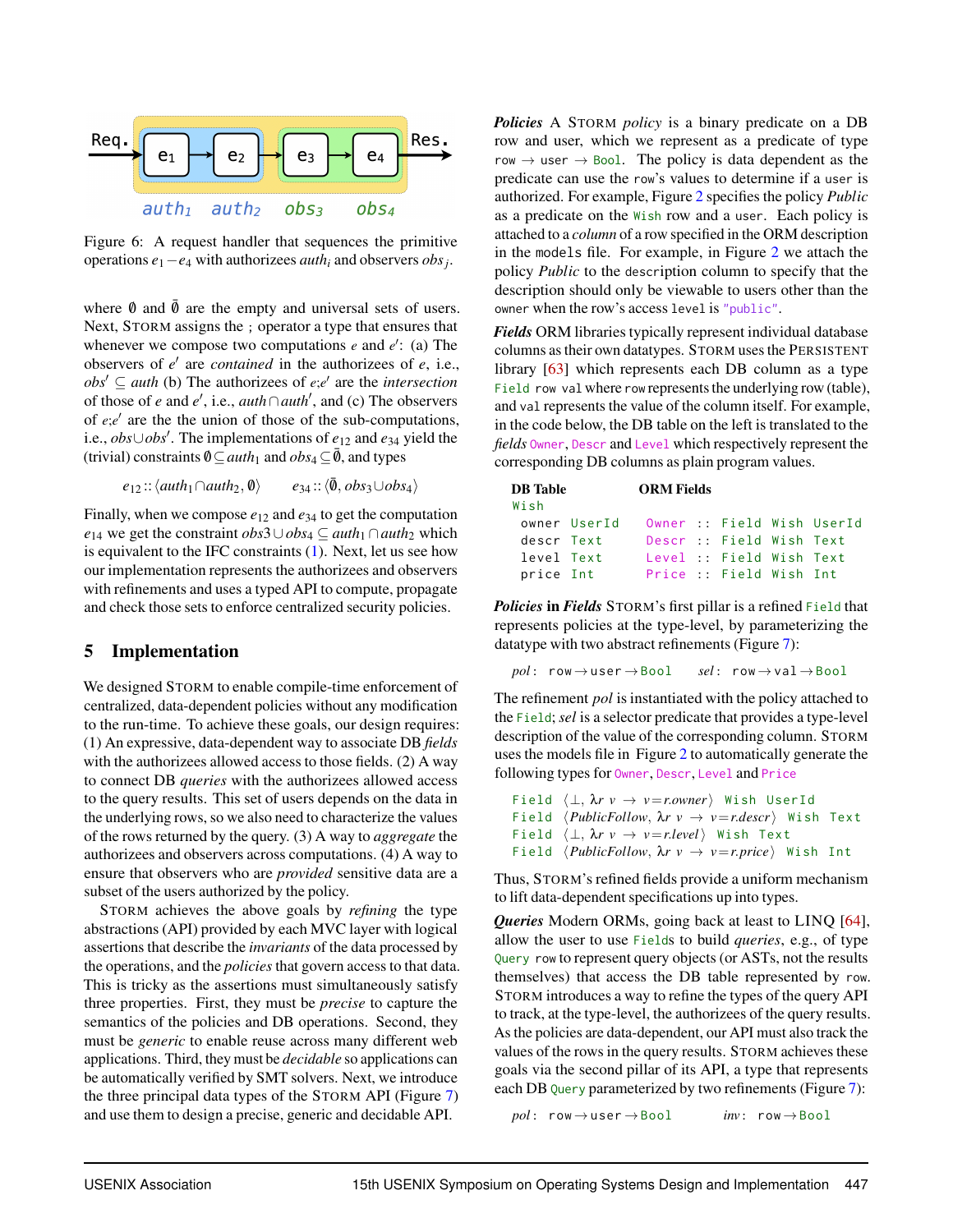Req. → e1 → e2 → e3 → e4 → Res.

auth1 auth2 obs3 obs4

Figure 6: A request handler that sequences the primitive operations $e_1 - e_4$ with authorizees $auth_i$ and observers $obs_j$.

where $\emptyset$ and $\bar{\emptyset}$ are the empty and universal sets of users. Next, STORM assigns the ; operator a type that ensures that whenever we compose two computations $e$ and $e'$: (a) The observers of $e'$ are *contained* in the authorizees of $e$, i.e., $obs' \subseteq auth$ (b) The authorizees of $e;e'$ are the *intersection* of those of $e$ and $e'$, i.e., $auth \cap auth'$, and (c) The observers of $e;e'$ are the union of those of the sub-computations, i.e., $obs \cup obs'$. The implementations of $e_{12}$ and $e_{34}$ yield the (trivial) constraints $\emptyset \subseteq auth_1$ and $obs_4 \subseteq \bar{\emptyset}$, and types

$$e_{12} :: \langle auth_1 \cap auth_2, \emptyset \rangle \qquad e_{34} :: \langle \bar{\emptyset}, obs_3 \cup obs_4 \rangle$$

Finally, when we compose $e_{12}$ and $e_{34}$ to get the computation $e_{14}$ we get the constraint $obs3 \cup obs_4 \subseteq auth_1 \cap auth_2$ which is equivalent to the IFC constraints (1). Next, let us see how our implementation represents the authorizees and observers with refinements and uses a typed API to compute, propagate and check those sets to enforce centralized security policies.

## 5 Implementation

We designed STORM to enable compile-time enforcement of centralized, data-dependent policies without any modification to the run-time. To achieve these goals, our design requires: (1) An expressive, data-dependent way to associate DB *fields* with the authorizees allowed access to those fields. (2) A way to connect DB *queries* with the authorizees allowed access to the query results. This set of users depends on the data in the underlying rows, so we also need to characterize the values of the rows returned by the query. (3) A way to *aggregate* the authorizees and observers across computations. (4) A way to ensure that observers who are *provided* sensitive data are a subset of the users authorized by the policy.

STORM achieves the above goals by *refining* the type abstractions (API) provided by each MVC layer with logical assertions that describe the *invariants* of the data processed by the operations, and the *policies* that govern access to that data. This is tricky as the assertions must simultaneously satisfy three properties. First, they must be *precise* to capture the semantics of the policies and DB operations. Second, they must be *generic* to enable reuse across many different web applications. Third, they must be *decidable* so applications can be automatically verified by SMT solvers. Next, we introduce the three principal data types of the STORM API (Figure 7) and use them to design a precise, generic and decidable API.

***Policies*** A STORM *policy* is a binary predicate on a DB row and user, which we represent as a predicate of type `row → user → Bool`. The policy is data dependent as the predicate can use the `row`'s values to determine if a `user` is authorized. For example, Figure 2 specifies the policy *Public* as a predicate on the `Wish` row and a `user`. Each policy is attached to a *column* of a row specified in the ORM description in the `models` file. For example, in Figure 2 we attach the policy *Public* to the `description` column to specify that the description should only be viewable to users other than the `owner` when the row's access `level` is `"public"`.

***Fields*** ORM libraries typically represent individual database columns as their own datatypes. STORM uses the PERSISTENT library [63] which represents each DB column as a type `Field row val` where `row` represents the underlying row (table), and `val` represents the value of the column itself. For example, in the code below, the DB table on the left is translated to the *fields* `Owner`, `Descr` and `Level` which respectively represent the corresponding DB columns as plain program values.

| DB Table | ORM Fields |
|---|---|
| `Wish` | |
| `owner UserId` | `Owner :: Field Wish UserId` |
| `descr Text` | `Descr :: Field Wish Text` |
| `level Text` | `Level :: Field Wish Text` |
| `price Int` | `Price :: Field Wish Int` |

***Policies* in *Fields*** STORM's first pillar is a refined `Field` that represents policies at the type-level, by parameterizing the datatype with two abstract refinements (Figure 7):

$$pol: \texttt{row} \to \texttt{user} \to \texttt{Bool} \qquad sel: \texttt{row} \to \texttt{val} \to \texttt{Bool}$$

The refinement *pol* is instantiated with the policy attached to the `Field`; *sel* is a selector predicate that provides a type-level description of the value of the corresponding column. STORM uses the models file in Figure 2 to automatically generate the following types for `Owner`, `Descr`, `Level` and `Price`

$$\texttt{Field}\ \langle \bot,\ \lambda r\ v\ \to\ v{=}r.owner \rangle\ \texttt{Wish UserId}$$
$$\texttt{Field}\ \langle PublicFollow,\ \lambda r\ v\ \to\ v{=}r.descr \rangle\ \texttt{Wish Text}$$
$$\texttt{Field}\ \langle \bot,\ \lambda r\ v\ \to\ v{=}r.level \rangle\ \texttt{Wish Text}$$
$$\texttt{Field}\ \langle PublicFollow,\ \lambda r\ v\ \to\ v{=}r.price \rangle\ \texttt{Wish Int}$$

Thus, STORM's refined fields provide a uniform mechanism to lift data-dependent specifications up into types.

***Queries*** Modern ORMs, going back at least to LINQ [64], allow the user to use `Field`s to build *queries*, e.g., of type `Query row` to represent query objects (or ASTs, not the results themselves) that access the DB table represented by `row`. STORM introduces a way to refine the types of the query API to track, at the type-level, the authorizees of the query results. As the policies are data-dependent, our API must also track the values of the rows in the query results. STORM achieves these goals via the second pillar of its API, a type that represents each DB `Query` parameterized by two refinements (Figure 7):

$$pol: \texttt{row} \to \texttt{user} \to \texttt{Bool} \qquad inv: \texttt{row} \to \texttt{Bool}$$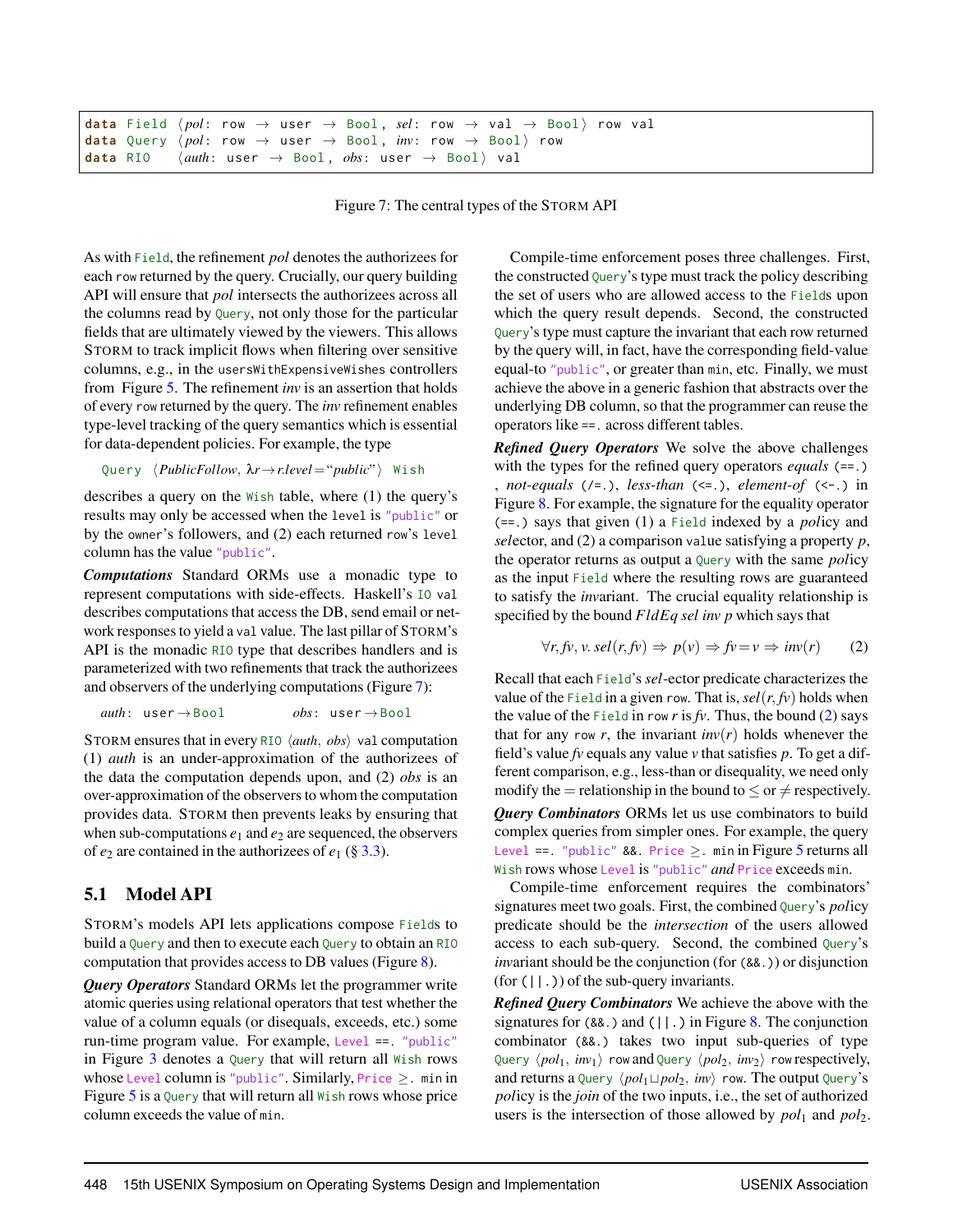```
data Field ⟨pol: row → user → Bool, sel: row → val → Bool⟩ row val
data Query ⟨pol: row → user → Bool, inv: row → Bool⟩ row
data RIO   ⟨auth: user → Bool, obs: user → Bool⟩ val
```

Figure 7: The central types of the STORM API

As with `Field`, the refinement *pol* denotes the authorizees for each `row` returned by the query. Crucially, our query building API will ensure that *pol* intersects the authorizees across all the columns read by `Query`, not only those for the particular fields that are ultimately viewed by the viewers. This allows STORM to track implicit flows when filtering over sensitive columns, e.g., in the `usersWithExpensiveWishes` controllers from Figure 5. The refinement *inv* is an assertion that holds of every `row` returned by the query. The *inv* refinement enables type-level tracking of the query semantics which is essential for data-dependent policies. For example, the type

`Query` $\langle PublicFollow, \lambda r \to r.level = \text{“}public\text{”}\rangle$ `Wish`

describes a query on the `Wish` table, where (1) the query's results may only be accessed when the `level` is `"public"` or by the `owner`'s followers, and (2) each returned `row`'s `level` column has the value `"public"`.

***Computations*** Standard ORMs use a monadic type to represent computations with side-effects. Haskell's `IO val` describes computations that access the DB, send email or network responses to yield a `val` value. The last pillar of STORM's API is the monadic `RIO` type that describes handlers and is parameterized with two refinements that track the authorizees and observers of the underlying computations (Figure 7):

*auth*: `user → Bool`  *obs*: `user → Bool`

STORM ensures that in every `RIO` ⟨*auth*, *obs*⟩ `val` computation (1) *auth* is an under-approximation of the authorizees of the data the computation depends upon, and (2) *obs* is an over-approximation of the observers to whom the computation provides data. STORM then prevents leaks by ensuring that when sub-computations $e_1$ and $e_2$ are sequenced, the observers of $e_2$ are contained in the authorizees of $e_1$ (§ 3.3).

## 5.1 Model API

STORM's models API lets applications compose `Field`s to build a `Query` and then to execute each `Query` to obtain an `RIO` computation that provides access to DB values (Figure 8).

***Query Operators*** Standard ORMs let the programmer write atomic queries using relational operators that test whether the value of a column equals (or disequals, exceeds, etc.) some run-time program value. For example, `Level ==. "public"` in Figure 3 denotes a `Query` that will return all `Wish` rows whose `Level` column is `"public"`. Similarly, `Price` $\geq$. `min` in Figure 5 is a `Query` that will return all `Wish` rows whose price column exceeds the value of `min`.

Compile-time enforcement poses three challenges. First, the constructed `Query`'s type must track the policy describing the set of users who are allowed access to the `Field`s upon which the query result depends. Second, the constructed `Query`'s type must capture the invariant that each row returned by the query will, in fact, have the corresponding field-value equal-to `"public"`, or greater than `min`, etc. Finally, we must achieve the above in a generic fashion that abstracts over the underlying DB column, so that the programmer can reuse the operators like `==.` across different tables.

***Refined Query Operators*** We solve the above challenges with the types for the refined query operators *equals* (`==.`), *not-equals* (`/=.`), *less-than* (`<=.`), *element-of* (`<-.`) in Figure 8. For example, the signature for the equality operator (`==.`) says that given (1) a `Field` indexed by a *pol*icy and *sel*ector, and (2) a comparison `value` satisfying a property *p*, the operator returns as output a `Query` with the same *pol*icy as the input `Field` where the resulting rows are guaranteed to satisfy the *inv*ariant. The crucial equality relationship is specified by the bound *FldEq sel inv p* which says that

$$\forall r, fv, v.\ sel(r, fv) \Rightarrow p(v) \Rightarrow fv = v \Rightarrow inv(r) \qquad (2)$$

Recall that each `Field`'s *sel*-ector predicate characterizes the value of the `Field` in a given `row`. That is, $sel(r, fv)$ holds when the value of the `Field` in `row` $r$ is $fv$. Thus, the bound (2) says that for any `row` $r$, the invariant $inv(r)$ holds whenever the field's value $fv$ equals any value $v$ that satisfies $p$. To get a different comparison, e.g., less-than or disequality, we need only modify the $=$ relationship in the bound to $\leq$ or $\neq$ respectively.

***Query Combinators*** ORMs let us use combinators to build complex queries from simpler ones. For example, the query `Level ==. "public" &&. Price` $\geq$. `min` in Figure 5 returns all `Wish` rows whose `Level` is `"public"` *and* `Price` exceeds `min`.

Compile-time enforcement requires the combinators' signatures meet two goals. First, the combined `Query`'s *pol*icy predicate should be the *intersection* of the users allowed access to each sub-query. Second, the combined `Query`'s *inv*ariant should be the conjunction (for (`&&.`)) or disjunction (for (`||.`)) of the sub-query invariants.

***Refined Query Combinators*** We achieve the above with the signatures for (`&&.`) and (`||.`) in Figure 8. The conjunction combinator (`&&.`) takes two input sub-queries of type `Query` $\langle pol_1, inv_1\rangle$ `row` and `Query` $\langle pol_2, inv_2\rangle$ `row` respectively, and returns a `Query` $\langle pol_1 \sqcup pol_2, inv\rangle$ `row`. The output `Query`'s *pol*icy is the *join* of the two inputs, i.e., the set of authorized users is the intersection of those allowed by $pol_1$ and $pol_2$.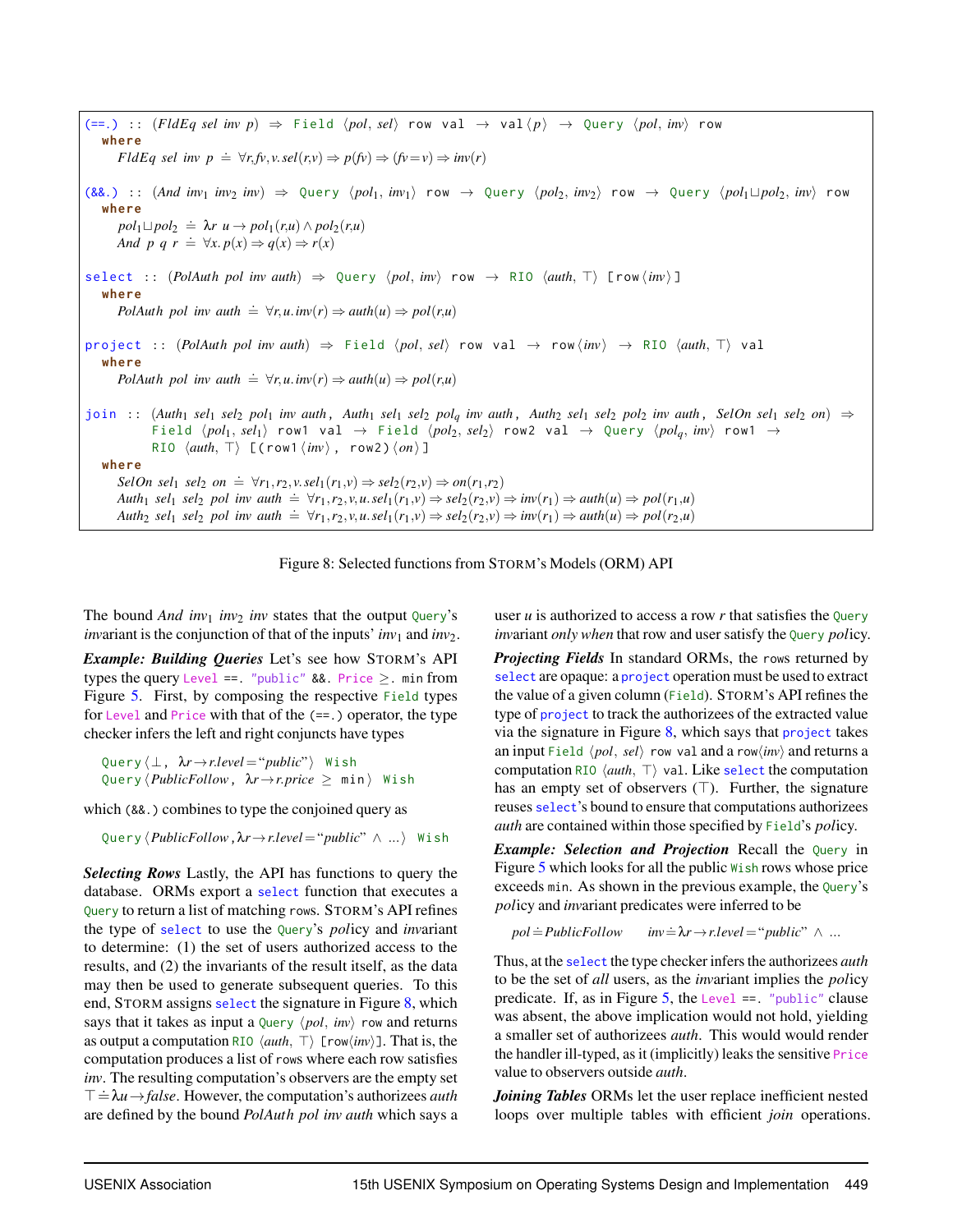```
(==.) :: (FldEq sel inv p) ⇒ Field ⟨pol, sel⟩ row val → val⟨p⟩ → Query ⟨pol, inv⟩ row
  where
    FldEq sel inv p ≐ ∀r,fv,v. sel(r,v) ⇒ p(fv) ⇒ (fv = v) ⇒ inv(r)

(&&.) :: (And inv1 inv2 inv) ⇒ Query ⟨pol1, inv1⟩ row → Query ⟨pol2, inv2⟩ row → Query ⟨pol1⊔pol2, inv⟩ row
  where
    pol1⊔pol2 ≐ λr u → pol1(r,u) ∧ pol2(r,u)
    And p q r ≐ ∀x. p(x) ⇒ q(x) ⇒ r(x)

select :: (PolAuth pol inv auth) ⇒ Query ⟨pol, inv⟩ row → RIO ⟨auth, ⊤⟩ [row⟨inv⟩]
  where
    PolAuth pol inv auth ≐ ∀r,u. inv(r) ⇒ auth(u) ⇒ pol(r,u)

project :: (PolAuth pol inv auth) ⇒ Field ⟨pol, sel⟩ row val → row⟨inv⟩ → RIO ⟨auth, ⊤⟩ val
  where
    PolAuth pol inv auth ≐ ∀r,u. inv(r) ⇒ auth(u) ⇒ pol(r,u)

join :: (Auth1 sel1 sel2 pol1 inv auth, Auth1 sel1 sel2 polq inv auth, Auth2 sel1 sel2 pol2 inv auth, SelOn sel1 sel2 on) ⇒
        Field ⟨pol1, sel1⟩ row1 val → Field ⟨pol2, sel2⟩ row2 val → Query ⟨polq, inv⟩ row1 →
        RIO ⟨auth, ⊤⟩ [(row1⟨inv⟩, row2)⟨on⟩]
  where
    SelOn sel1 sel2 on ≐ ∀r1,r2,v. sel1(r1,v) ⇒ sel2(r2,v) ⇒ on(r1,r2)
    Auth1 sel1 sel2 pol inv auth ≐ ∀r1,r2,v,u. sel1(r1,v) ⇒ sel2(r2,v) ⇒ inv(r1) ⇒ auth(u) ⇒ pol(r1,u)
    Auth2 sel1 sel2 pol inv auth ≐ ∀r1,r2,v,u. sel1(r1,v) ⇒ sel2(r2,v) ⇒ inv(r1) ⇒ auth(u) ⇒ pol(r2,u)
```

Figure 8: Selected functions from STORM's Models (ORM) API

The bound *And* $inv_1$ $inv_2$ *inv* states that the output `Query`'s *inv*ariant is the conjunction of that of the inputs' $inv_1$ and $inv_2$.

***Example: Building Queries*** Let's see how STORM's API types the query `Level ==. "public" &&. Price ≥. min` from Figure 5. First, by composing the respective `Field` types for `Level` and `Price` with that of the `(==.)` operator, the type checker infers the left and right conjuncts have types

```
Query⟨⊥, λr → r.level = "public"⟩ Wish
Query⟨PublicFollow, λr → r.price ≥ min⟩ Wish
```

which `(&&.)` combines to type the conjoined query as

```
Query⟨PublicFollow, λr → r.level = "public" ∧ ...⟩ Wish
```

***Selecting Rows*** Lastly, the API has functions to query the database. ORMs export a `select` function that executes a `Query` to return a list of matching `rows`. STORM's API refines the type of `select` to use the `Query`'s *pol*icy and *inv*ariant to determine: (1) the set of users authorized to access the results, and (2) the invariants of the result itself, as the data may then be used to generate subsequent queries. To this end, STORM assigns `select` the signature in Figure 8, which says that it takes as input a `Query ⟨pol, inv⟩ row` and returns as output a computation `RIO ⟨auth, ⊤⟩ [row⟨inv⟩]`. That is, the computation produces a list of `rows` where each row satisfies *inv*. The resulting computation's observers are the empty set $\top \doteq \lambda u \rightarrow false$. However, the computation's authorizees *auth* are defined by the bound *PolAuth pol inv auth* which says a user $u$ is authorized to access a row $r$ that satisfies the `Query` *inv*ariant *only when* that row and user satisfy the `Query` *pol*icy.

***Projecting Fields*** In standard ORMs, the `rows` returned by `select` are opaque: a `project` operation must be used to extract the value of a given column (`Field`). STORM's API refines the type of `project` to track the authorizees of the extracted value via the signature in Figure 8, which says that `project` takes an input `Field ⟨pol, sel⟩ row val` and a `row⟨inv⟩` and returns a computation `RIO ⟨auth, ⊤⟩ val`. Like `select` the computation has an empty set of observers (⊤). Further, the signature reuses `select`'s bound to ensure that computations authorizees *auth* are contained within those specified by `Field`'s *pol*icy.

***Example: Selection and Projection*** Recall the `Query` in Figure 5 which looks for all the public `Wish` rows whose price exceeds `min`. As shown in the previous example, the `Query`'s *pol*icy and *inv*ariant predicates were inferred to be

$$pol \doteq PublicFollow \qquad inv \doteq \lambda r \rightarrow r.level = \text{"public"} \wedge \ldots$$

Thus, at the `select` the type checker infers the authorizees *auth* to be the set of *all* users, as the *inv*ariant implies the *pol*icy predicate. If, as in Figure 5, the `Level ==. "public"` clause was absent, the above implication would not hold, yielding a smaller set of authorizees *auth*. This would would render the handler ill-typed, as it (implicitly) leaks the sensitive `Price` value to observers outside *auth*.

***Joining Tables*** ORMs let the user replace inefficient nested loops over multiple tables with efficient *join* operations.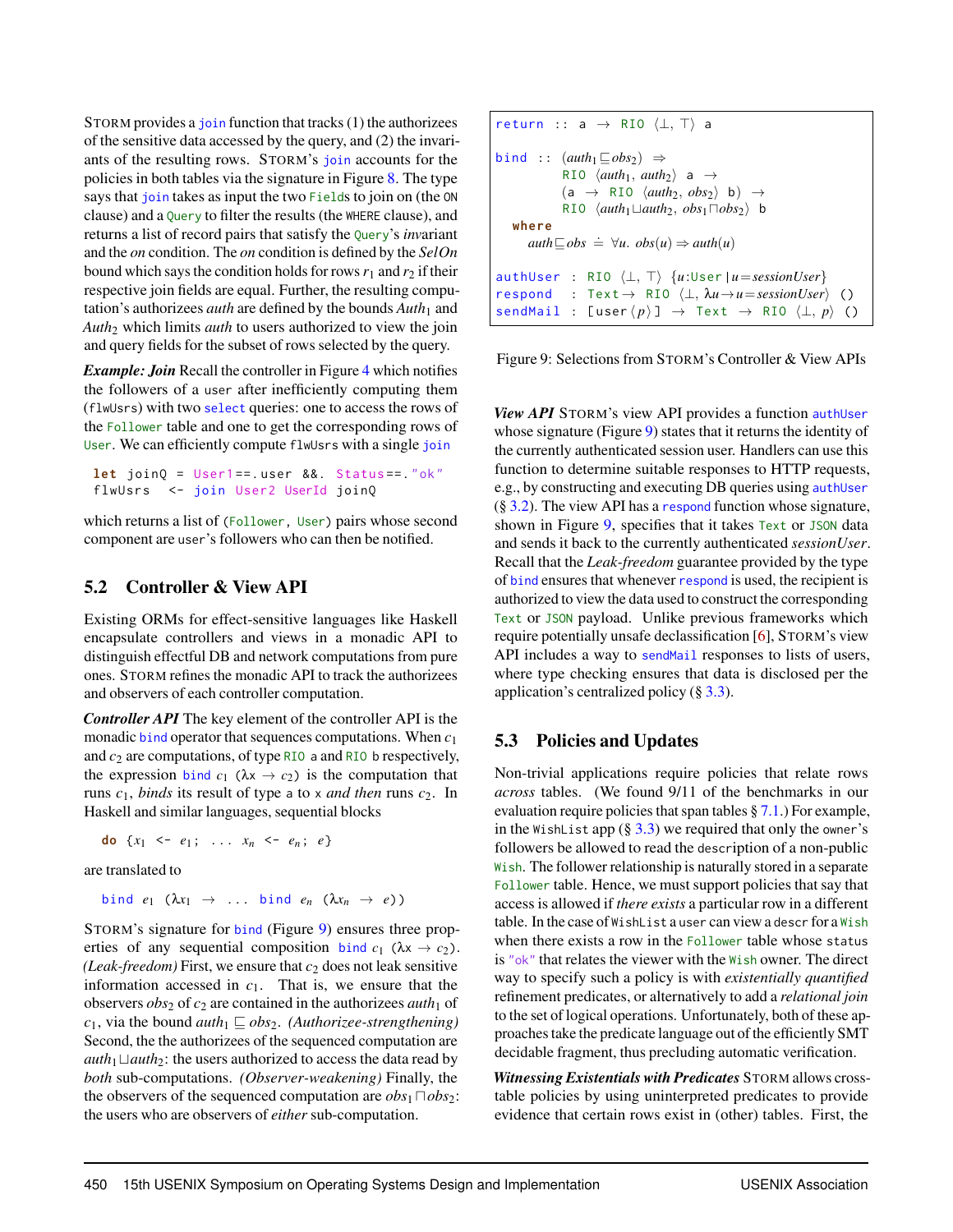STORM provides a `join` function that tracks (1) the authorizees of the sensitive data accessed by the query, and (2) the invariants of the resulting rows. STORM's `join` accounts for the policies in both tables via the signature in Figure 8. The type says that `join` takes as input the two `Field`s to join on (the `ON` clause) and a `Query` to filter the results (the `WHERE` clause), and returns a list of record pairs that satisfy the `Query`'s *in*variant and the *on* condition. The *on* condition is defined by the *SelOn* bound which says the condition holds for rows $r_1$ and $r_2$ if their respective join fields are equal. Further, the resulting computation's authorizees *auth* are defined by the bounds $Auth_1$ and $Auth_2$ which limits *auth* to users authorized to view the join and query fields for the subset of rows selected by the query.

***Example: Join*** Recall the controller in Figure 4 which notifies the followers of a `user` after inefficiently computing them (`flwUsrs`) with two `select` queries: one to access the rows of the `Follower` table and one to get the corresponding rows of `User`. We can efficiently compute `flwUsrs` with a single `join`

```
let joinQ = User1==.user &&. Status==."ok"
flwUsrs  <- join User2 UserId joinQ
```

which returns a list of (`Follower`, `User`) pairs whose second component are `user`'s followers who can then be notified.

## 5.2 Controller & View API

Existing ORMs for effect-sensitive languages like Haskell encapsulate controllers and views in a monadic API to distinguish effectful DB and network computations from pure ones. STORM refines the monadic API to track the authorizees and observers of each controller computation.

***Controller API*** The key element of the controller API is the monadic `bind` operator that sequences computations. When $c_1$ and $c_2$ are computations, of type `RIO a` and `RIO b` respectively, the expression `bind` $c_1$ $(\lambda x \rightarrow c_2)$ is the computation that runs $c_1$, *binds* its result of type `a` to `x` *and then* runs $c_2$. In Haskell and similar languages, sequential blocks

```
do {x1 <- e1; ... xn <- en; e}
```

are translated to

```
bind e1 (λx1 → ... bind en (λxn → e))
```

STORM's signature for `bind` (Figure 9) ensures three properties of any sequential composition `bind` $c_1$ $(\lambda x \rightarrow c_2)$. *(Leak-freedom)* First, we ensure that $c_2$ does not leak sensitive information accessed in $c_1$. That is, we ensure that the observers $obs_2$ of $c_2$ are contained in the authorizees $auth_1$ of $c_1$, via the bound $auth_1 \sqsubseteq obs_2$. *(Authorizee-strengthening)* Second, the the authorizees of the sequenced computation are $auth_1 \sqcup auth_2$: the users authorized to access the data read by *both* sub-computations. *(Observer-weakening)* Finally, the the observers of the sequenced computation are $obs_1 \sqcap obs_2$: the users who are observers of *either* sub-computation.

```
return :: a → RIO ⟨⊥, ⊤⟩ a

bind :: (auth1 ⊑ obs2) ⇒
        RIO ⟨auth1, auth2⟩ a →
        (a → RIO ⟨auth2, obs2⟩ b) →
        RIO ⟨auth1⊔auth2, obs1⊓obs2⟩ b
  where
    auth ⊑ obs ≐ ∀u. obs(u) ⇒ auth(u)

authUser : RIO ⟨⊥, ⊤⟩ {u:User | u=sessionUser}
respond  : Text→ RIO ⟨⊥, λu→u=sessionUser⟩ ()
sendMail : [user⟨p⟩] → Text → RIO ⟨⊥, p⟩ ()
```

Figure 9: Selections from STORM's Controller & View APIs

***View API*** STORM's view API provides a function `authUser` whose signature (Figure 9) states that it returns the identity of the currently authenticated session user. Handlers can use this function to determine suitable responses to HTTP requests, e.g., by constructing and executing DB queries using `authUser` (§ 3.2). The view API has a `respond` function whose signature, shown in Figure 9, specifies that it takes `Text` or `JSON` data and sends it back to the currently authenticated *sessionUser*. Recall that the *Leak-freedom* guarantee provided by the type of `bind` ensures that whenever `respond` is used, the recipient is authorized to view the data used to construct the corresponding `Text` or `JSON` payload. Unlike previous frameworks which require potentially unsafe declassification [6], STORM's view API includes a way to `sendMail` responses to lists of users, where type checking ensures that data is disclosed per the application's centralized policy (§ 3.3).

## 5.3 Policies and Updates

Non-trivial applications require policies that relate rows *across* tables. (We found 9/11 of the benchmarks in our evaluation require policies that span tables § 7.1.) For example, in the `WishList` app (§ 3.3) we required that only the `owner`'s followers be allowed to read the `description` of a non-public `Wish`. The follower relationship is naturally stored in a separate `Follower` table. Hence, we must support policies that say that access is allowed if *there exists* a particular row in a different table. In the case of `WishList` a `user` can view a `descr` for a `Wish` when there exists a row in the `Follower` table whose `status` is `"ok"` that relates the viewer with the `Wish` owner. The direct way to specify such a policy is with *existentially quantified* refinement predicates, or alternatively to add a *relational join* to the set of logical operations. Unfortunately, both of these approaches take the predicate language out of the efficiently SMT decidable fragment, thus precluding automatic verification.

***Witnessing Existentials with Predicates*** STORM allows cross-table policies by using uninterpreted predicates to provide evidence that certain rows exist in (other) tables. First, the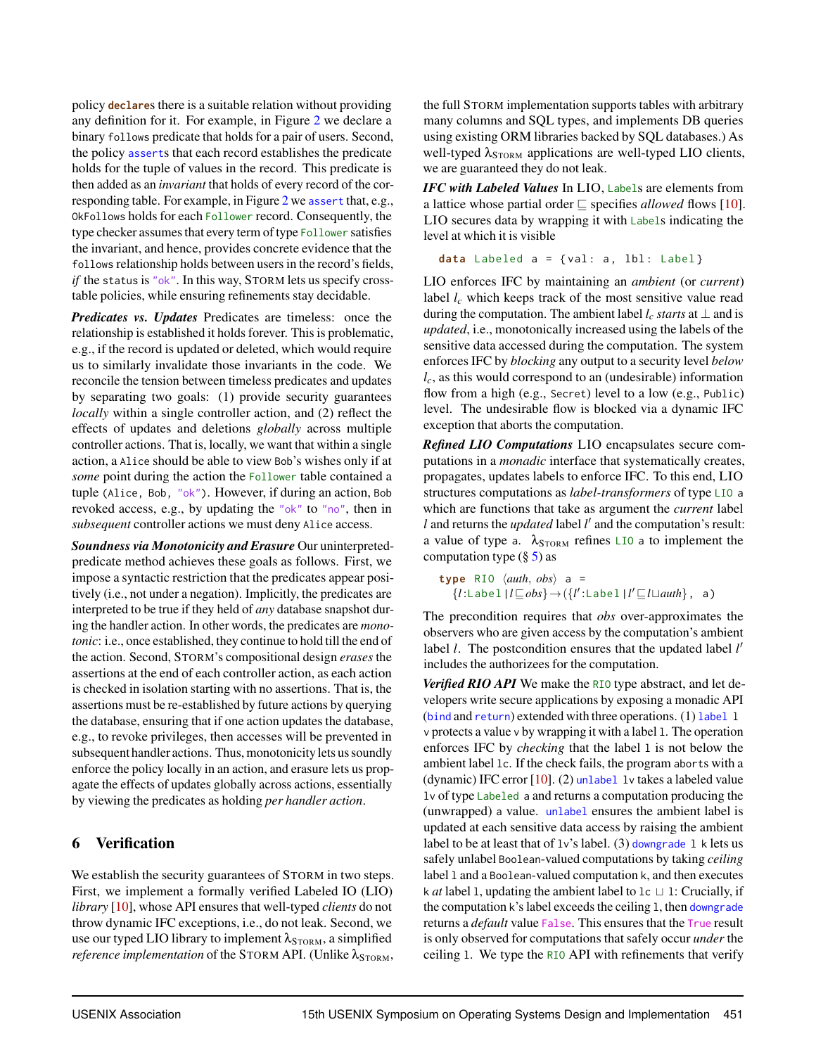policy `declare`s there is a suitable relation without providing any definition for it. For example, in Figure 2 we declare a binary `follows` predicate that holds for a pair of users. Second, the policy `assert`s that each record establishes the predicate holds for the tuple of values in the record. This predicate is then added as an *invariant* that holds of every record of the corresponding table. For example, in Figure 2 we `assert` that, e.g., `OkFollows` holds for each `Follower` record. Consequently, the type checker assumes that every term of type `Follower` satisfies the invariant, and hence, provides concrete evidence that the `follows` relationship holds between users in the record's fields, *if* the `status` is `"ok"`. In this way, STORM lets us specify cross-table policies, while ensuring refinements stay decidable.

***Predicates vs. Updates*** Predicates are timeless: once the relationship is established it holds forever. This is problematic, e.g., if the record is updated or deleted, which would require us to similarly invalidate those invariants in the code. We reconcile the tension between timeless predicates and updates by separating two goals: (1) provide security guarantees *locally* within a single controller action, and (2) reflect the effects of updates and deletions *globally* across multiple controller actions. That is, locally, we want that within a single action, a `Alice` should be able to view `Bob`'s wishes only if at *some* point during the action the `Follower` table contained a tuple `(Alice, Bob, "ok")`. However, if during an action, `Bob` revoked access, e.g., by updating the `"ok"` to `"no"`, then in *subsequent* controller actions we must deny `Alice` access.

***Soundness via Monotonicity and Erasure*** Our uninterpreted-predicate method achieves these goals as follows. First, we impose a syntactic restriction that the predicates appear positively (i.e., not under a negation). Implicitly, the predicates are interpreted to be true if they held of *any* database snapshot during the handler action. In other words, the predicates are *monotonic*: i.e., once established, they continue to hold till the end of the action. Second, STORM's compositional design *erases* the assertions at the end of each controller action, as each action is checked in isolation starting with no assertions. That is, the assertions must be re-established by future actions by querying the database, ensuring that if one action updates the database, e.g., to revoke privileges, then accesses will be prevented in subsequent handler actions. Thus, monotonicity lets us soundly enforce the policy locally in an action, and erasure lets us propagate the effects of updates globally across actions, essentially by viewing the predicates as holding *per handler action*.

## 6 Verification

We establish the security guarantees of STORM in two steps. First, we implement a formally verified Labeled IO (LIO) *library* [10], whose API ensures that well-typed *clients* do not throw dynamic IFC exceptions, i.e., do not leak. Second, we use our typed LIO library to implement $\lambda_{\text{STORM}}$, a simplified *reference implementation* of the STORM API. (Unlike $\lambda_{\text{STORM}}$, the full STORM implementation supports tables with arbitrary many columns and SQL types, and implements DB queries using existing ORM libraries backed by SQL databases.) As well-typed $\lambda_{\text{STORM}}$ applications are well-typed LIO clients, we are guaranteed they do not leak.

***IFC with Labeled Values*** In LIO, `Label`s are elements from a lattice whose partial order $\sqsubseteq$ specifies *allowed* flows [10]. LIO secures data by wrapping it with `Label`s indicating the level at which it is visible

```
data Labeled a = {val: a, lbl: Label}
```

LIO enforces IFC by maintaining an *ambient* (or *current*) label $l_c$ which keeps track of the most sensitive value read during the computation. The ambient label $l_c$ *starts* at $\bot$ and is *updated*, i.e., monotonically increased using the labels of the sensitive data accessed during the computation. The system enforces IFC by *blocking* any output to a security level *below* $l_c$, as this would correspond to an (undesirable) information flow from a high (e.g., `Secret`) level to a low (e.g., `Public`) level. The undesirable flow is blocked via a dynamic IFC exception that aborts the computation.

***Refined LIO Computations*** LIO encapsulates secure computations in a *monadic* interface that systematically creates, propagates, updates labels to enforce IFC. To this end, LIO structures computations as *label-transformers* of type `LIO a` which are functions that take as argument the *current* label $l$ and returns the *updated* label $l'$ and the computation's result: a value of type `a`. $\lambda_{\text{STORM}}$ refines `LIO a` to implement the computation type (§ 5) as

$$\texttt{type RIO } \langle auth, obs \rangle \texttt{ a } = \{l\texttt{:Label} \mid l \sqsubseteq obs\} \rightarrow (\{l'\texttt{:Label} \mid l' \sqsubseteq l \sqcup auth\}, \texttt{ a})$$

The precondition requires that *obs* over-approximates the observers who are given access by the computation's ambient label $l$. The postcondition ensures that the updated label $l'$ includes the authorizees for the computation.

***Verified RIO API*** We make the `RIO` type abstract, and let developers write secure applications by exposing a monadic API (`bind` and `return`) extended with three operations. (1) `label l v` protects a value `v` by wrapping it with a label `l`. The operation enforces IFC by *checking* that the label `l` is not below the ambient label `lc`. If the check fails, the program `aborts` with a (dynamic) IFC error [10]. (2) `unlabel lv` takes a labeled value `lv` of type `Labeled a` and returns a computation producing the (unwrapped) `a` value. `unlabel` ensures the ambient label is updated at each sensitive data access by raising the ambient label to be at least that of `lv`'s label. (3) `downgrade l k` lets us safely unlabel `Boolean`-valued computations by taking *ceiling* label `l` and a `Boolean`-valued computation `k`, and then executes `k` *at* label `l`, updating the ambient label to `lc` $\sqcup$ `l`: Crucially, if the computation `k`'s label exceeds the ceiling `l`, then `downgrade` returns a *default* value `False`. This ensures that the `True` result is only observed for computations that safely occur *under* the ceiling `l`. We type the `RIO` API with refinements that verify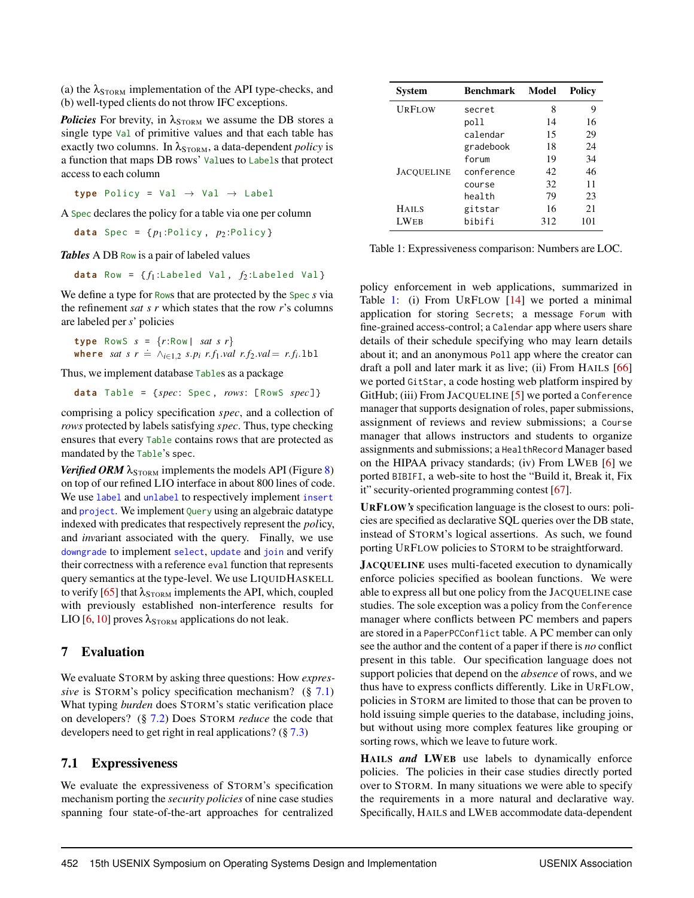(a) the $\lambda_{\text{STORM}}$ implementation of the API type-checks, and (b) well-typed clients do not throw IFC exceptions.

***Policies*** For brevity, in $\lambda_{\text{STORM}}$ we assume the DB stores a single type `Val` of primitive values and that each table has exactly two columns. In $\lambda_{\text{STORM}}$, a data-dependent *policy* is a function that maps DB rows' `Val`ues to `Label`s that protect access to each column

```
type Policy = Val → Val → Label
```

A `Spec` declares the policy for a table via one per column

```
data Spec = {p1:Policy, p2:Policy}
```

***Tables*** A DB `Row` is a pair of labeled values

```
data Row = {f1:Labeled Val, f2:Labeled Val}
```

We define a type for `Row`s that are protected by the `Spec` $s$ via the refinement *sat s r* which states that the row $r$'s columns are labeled per $s$' policies

```
type RowS s = {r:Row | sat s r}
where sat s r ≐ ∧_{i∈1,2} s.p_i r.f_1.val r.f_2.val = r.f_i.lbl
```

Thus, we implement database `Table`s as a package

```
data Table = {spec: Spec, rows: [RowS spec]}
```

comprising a policy specification *spec*, and a collection of *rows* protected by labels satisfying *spec*. Thus, type checking ensures that every `Table` contains rows that are protected as mandated by the `Table`'s spec.

***Verified ORM*** $\lambda_{\text{STORM}}$ implements the models API (Figure 8) on top of our refined LIO interface in about 800 lines of code. We use `label` and `unlabel` to respectively implement `insert` and `project`. We implement `Query` using an algebraic datatype indexed with predicates that respectively represent the *pol*icy, and *inv*ariant associated with the query. Finally, we use `downgrade` to implement `select`, `update` and `join` and verify their correctness with a reference `eval` function that represents query semantics at the type-level. We use LIQUIDHASKELL to verify [65] that $\lambda_{\text{STORM}}$ implements the API, which, coupled with previously established non-interference results for LIO [6, 10] proves $\lambda_{\text{STORM}}$ applications do not leak.

## 7 Evaluation

We evaluate STORM by asking three questions: How *expressive* is STORM's policy specification mechanism? (§ 7.1) What typing *burden* does STORM's static verification place on developers? (§ 7.2) Does STORM *reduce* the code that developers need to get right in real applications? (§ 7.3)

### 7.1 Expressiveness

We evaluate the expressiveness of STORM's specification mechanism porting the *security policies* of nine case studies spanning four state-of-the-art approaches for centralized policy enforcement in web applications, summarized in Table 1: (i) From URFLOW [14] we ported a minimal application for storing `Secret`s; a message `Forum` with fine-grained access-control; a `Calendar` app where users share details of their schedule specifying who may learn details about it; and an anonymous `Poll` app where the creator can draft a poll and later mark it as live; (ii) From HAILS [66] we ported `GitStar`, a code hosting web platform inspired by GitHub; (iii) From JACQUELINE [5] we ported a `Conference` manager that supports designation of roles, paper submissions, assignment of reviews and review submissions; a `Course` manager that allows instructors and students to organize assignments and submissions; a `HealthRecord` Manager based on the HIPAA privacy standards; (iv) From LWEB [6] we ported `BIBIFI`, a web-site to host the "Build it, Break it, Fix it" security-oriented programming contest [67].

| System | Benchmark | Model | Policy |
|---|---|---|---|
| URFLOW | `secret` | 8 | 9 |
| | `poll` | 14 | 16 |
| | `calendar` | 15 | 29 |
| | `gradebook` | 18 | 24 |
| | `forum` | 19 | 34 |
| JACQUELINE | `conference` | 42 | 46 |
| | `course` | 32 | 11 |
| | `health` | 79 | 23 |
| HAILS | `gitstar` | 16 | 21 |
| LWEB | `bibifi` | 312 | 101 |

Table 1: Expressiveness comparison: Numbers are LOC.

**URFLOW's** specification language is the closest to ours: policies are specified as declarative SQL queries over the DB state, instead of STORM's logical assertions. As such, we found porting URFLOW policies to STORM to be straightforward.

**JACQUELINE** uses multi-faceted execution to dynamically enforce policies specified as boolean functions. We were able to express all but one policy from the JACQUELINE case studies. The sole exception was a policy from the `Conference` manager where conflicts between PC members and papers are stored in a `PaperPCConflict` table. A PC member can only see the author and the content of a paper if there is *no* conflict present in this table. Our specification language does not support policies that depend on the *absence* of rows, and we thus have to express conflicts differently. Like in URFLOW, policies in STORM are limited to those that can be proven to hold issuing simple queries to the database, including joins, but without using more complex features like grouping or sorting rows, which we leave to future work.

***HAILS and LWEB*** use labels to dynamically enforce policies. The policies in their case studies directly ported over to STORM. In many situations we were able to specify the requirements in a more natural and declarative way. Specifically, HAILS and LWEB accommodate data-dependent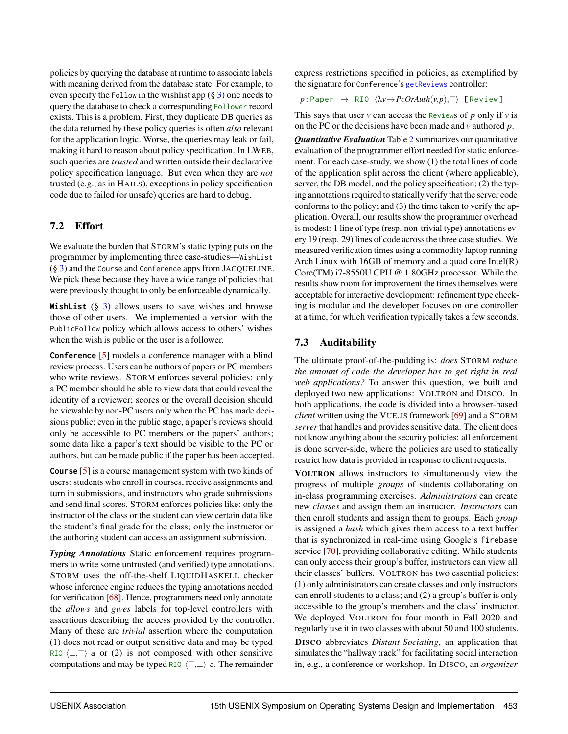policies by querying the database at runtime to associate labels with meaning derived from the database state. For example, to even specify the `Follow` in the wishlist app (§ 3) one needs to query the database to check a corresponding `Follower` record exists. This is a problem. First, they duplicate DB queries as the data returned by these policy queries is often *also* relevant for the application logic. Worse, the queries may leak or fail, making it hard to reason about policy specification. In LWEB, such queries are *trusted* and written outside their declarative policy specification language. But even when they are *not* trusted (e.g., as in HAILS), exceptions in policy specification code due to failed (or unsafe) queries are hard to debug.

## 7.2 Effort

We evaluate the burden that STORM's static typing puts on the programmer by implementing three case-studies—`WishList` (§ 3) and the `Course` and `Conference` apps from JACQUELINE. We pick these because they have a wide range of policies that were previously thought to only be enforceable dynamically.

**`WishList`** (§ 3) allows users to save wishes and browse those of other users. We implemented a version with the `PublicFollow` policy which allows access to others' wishes when the wish is public or the user is a follower.

**`Conference`** [5] models a conference manager with a blind review process. Users can be authors of papers or PC members who write reviews. STORM enforces several policies: only a PC member should be able to view data that could reveal the identity of a reviewer; scores or the overall decision should be viewable by non-PC users only when the PC has made decisions public; even in the public stage, a paper's reviews should only be accessible to PC members or the papers' authors; some data like a paper's text should be visible to the PC or authors, but can be made public if the paper has been accepted.

**`Course`** [5] is a course management system with two kinds of users: students who enroll in courses, receive assignments and turn in submissions, and instructors who grade submissions and send final scores. STORM enforces policies like: only the instructor of the class or the student can view certain data like the student's final grade for the class; only the instructor or the authoring student can access an assignment submission.

***Typing Annotations*** Static enforcement requires programmers to write some untrusted (and verified) type annotations. STORM uses the off-the-shelf LIQUIDHASKELL checker whose inference engine reduces the typing annotations needed for verification [68]. Hence, programmers need only annotate the *allows* and *gives* labels for top-level controllers with assertions describing the access provided by the controller. Many of these are *trivial* assertion where the computation (1) does not read or output sensitive data and may be typed `RIO` $\langle \bot, \top \rangle$ `a` or (2) is not composed with other sensitive computations and may be typed `RIO` $\langle \top, \bot \rangle$ `a`. The remainder express restrictions specified in policies, as exemplified by the signature for `Conference`'s `getReviews` controller:

$$p\!:\!\texttt{Paper} \;\rightarrow\; \texttt{RIO}\;\langle \lambda v \rightarrow \mathit{PcOrAuth}(v,p), \top \rangle\;\texttt{[Review]}$$

This says that user $v$ can access the `Review`s of $p$ only if $v$ is on the PC or the decisions have been made and $v$ authored $p$.

***Quantitative Evaluation*** Table 2 summarizes our quantitative evaluation of the programmer effort needed for static enforcement. For each case-study, we show (1) the total lines of code of the application split across the client (where applicable), server, the DB model, and the policy specification; (2) the typing annotations required to statically verify that the server code conforms to the policy; and (3) the time taken to verify the application. Overall, our results show the programmer overhead is modest: 1 line of type (resp. non-trivial type) annotations every 19 (resp. 29) lines of code across the three case studies. We measured verification times using a commodity laptop running Arch Linux with 16GB of memory and a quad core Intel(R) Core(TM) i7-8550U CPU @ 1.80GHz processor. While the results show room for improvement the times themselves were acceptable for interactive development: refinement type checking is modular and the developer focuses on one controller at a time, for which verification typically takes a few seconds.

## 7.3 Auditability

The ultimate proof-of-the-pudding is: *does* STORM *reduce the amount of code the developer has to get right in real web applications?* To answer this question, we built and deployed two new applications: VOLTRON and DISCO. In both applications, the code is divided into a browser-based *client* written using the VUE.JS framework [69] and a STORM *server* that handles and provides sensitive data. The client does not know anything about the security policies: all enforcement is done server-side, where the policies are used to statically restrict how data is provided in response to client requests.

**VOLTRON** allows instructors to simultaneously view the progress of multiple *groups* of students collaborating on in-class programming exercises. *Administrators* can create new *classes* and assign them an instructor. *Instructors* can then enroll students and assign them to groups. Each *group* is assigned a *hash* which gives them access to a text buffer that is synchronized in real-time using Google's `firebase` service [70], providing collaborative editing. While students can only access their group's buffer, instructors can view all their classes' buffers. VOLTRON has two essential policies: (1) only administrators can create classes and only instructors can enroll students to a class; and (2) a group's buffer is only accessible to the group's members and the class' instructor. We deployed VOLTRON for four month in Fall 2020 and regularly use it in two classes with about 50 and 100 students.

**DISCO** abbreviates *Distant Socialing*, an application that simulates the "hallway track" for facilitating social interaction in, e.g., a conference or workshop. In DISCO, an *organizer*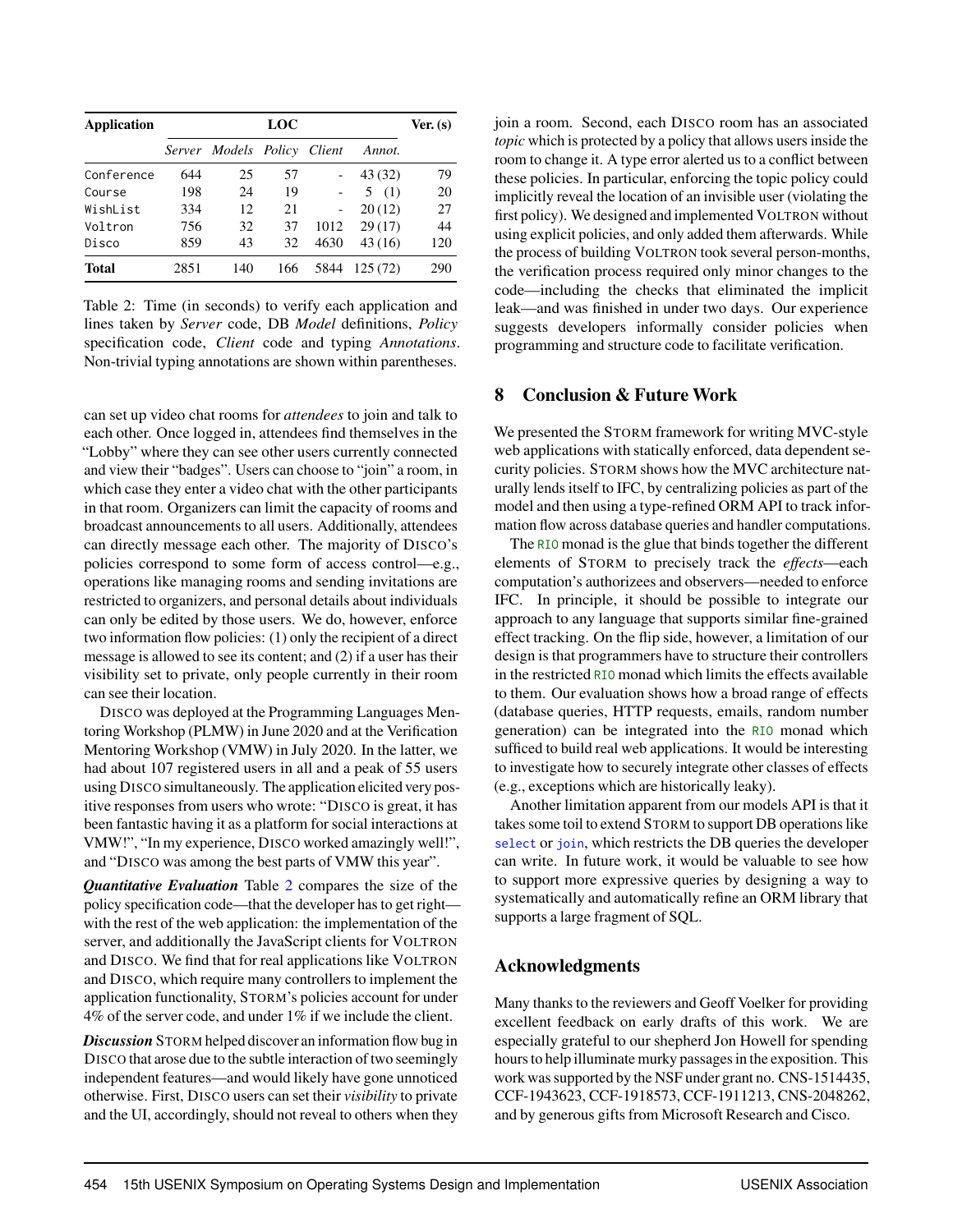| Application | LOC | | | | | Ver. (s) |
|---|---|---|---|---|---|---|
| | *Server* | *Models* | *Policy* | *Client* | *Annot.* | |
| Conference | 644 | 25 | 57 | - | 43 (32) | 79 |
| Course | 198 | 24 | 19 | - | 5 (1) | 20 |
| WishList | 334 | 12 | 21 | - | 20 (12) | 27 |
| Voltron | 756 | 32 | 37 | 1012 | 29 (17) | 44 |
| Disco | 859 | 43 | 32 | 4630 | 43 (16) | 120 |
| **Total** | 2851 | 140 | 166 | 5844 | 125 (72) | 290 |

Table 2: Time (in seconds) to verify each application and lines taken by *Server* code, DB *Model* definitions, *Policy* specification code, *Client* code and typing *Annotations*. Non-trivial typing annotations are shown within parentheses.

can set up video chat rooms for *attendees* to join and talk to each other. Once logged in, attendees find themselves in the "Lobby" where they can see other users currently connected and view their "badges". Users can choose to "join" a room, in which case they enter a video chat with the other participants in that room. Organizers can limit the capacity of rooms and broadcast announcements to all users. Additionally, attendees can directly message each other. The majority of DISCO's policies correspond to some form of access control—e.g., operations like managing rooms and sending invitations are restricted to organizers, and personal details about individuals can only be edited by those users. We do, however, enforce two information flow policies: (1) only the recipient of a direct message is allowed to see its content; and (2) if a user has their visibility set to private, only people currently in their room can see their location.

DISCO was deployed at the Programming Languages Mentoring Workshop (PLMW) in June 2020 and at the Verification Mentoring Workshop (VMW) in July 2020. In the latter, we had about 107 registered users in all and a peak of 55 users using DISCO simultaneously. The application elicited very positive responses from users who wrote: "DISCO is great, it has been fantastic having it as a platform for social interactions at VMW!", "In my experience, DISCO worked amazingly well!", and "DISCO was among the best parts of VMW this year".

***Quantitative Evaluation*** Table 2 compares the size of the policy specification code—that the developer has to get right—with the rest of the web application: the implementation of the server, and additionally the JavaScript clients for VOLTRON and DISCO. We find that for real applications like VOLTRON and DISCO, which require many controllers to implement the application functionality, STORM's policies account for under 4% of the server code, and under 1% if we include the client.

***Discussion*** STORM helped discover an information flow bug in DISCO that arose due to the subtle interaction of two seemingly independent features—and would likely have gone unnoticed otherwise. First, DISCO users can set their *visibility* to private and the UI, accordingly, should not reveal to others when they join a room. Second, each DISCO room has an associated *topic* which is protected by a policy that allows users inside the room to change it. A type error alerted us to a conflict between these policies. In particular, enforcing the topic policy could implicitly reveal the location of an invisible user (violating the first policy). We designed and implemented VOLTRON without using explicit policies, and only added them afterwards. While the process of building VOLTRON took several person-months, the verification process required only minor changes to the code—including the checks that eliminated the implicit leak—and was finished in under two days. Our experience suggests developers informally consider policies when programming and structure code to facilitate verification.

## 8 Conclusion & Future Work

We presented the STORM framework for writing MVC-style web applications with statically enforced, data dependent security policies. STORM shows how the MVC architecture naturally lends itself to IFC, by centralizing policies as part of the model and then using a type-refined ORM API to track information flow across database queries and handler computations.

The `RIO` monad is the glue that binds together the different elements of STORM to precisely track the *effects*—each computation's authorizees and observers—needed to enforce IFC. In principle, it should be possible to integrate our approach to any language that supports similar fine-grained effect tracking. On the flip side, however, a limitation of our design is that programmers have to structure their controllers in the restricted `RIO` monad which limits the effects available to them. Our evaluation shows how a broad range of effects (database queries, HTTP requests, emails, random number generation) can be integrated into the `RIO` monad which sufficed to build real web applications. It would be interesting to investigate how to securely integrate other classes of effects (e.g., exceptions which are historically leaky).

Another limitation apparent from our models API is that it takes some toil to extend STORM to support DB operations like `select` or `join`, which restricts the DB queries the developer can write. In future work, it would be valuable to see how to support more expressive queries by designing a way to systematically and automatically refine an ORM library that supports a large fragment of SQL.

## Acknowledgments

Many thanks to the reviewers and Geoff Voelker for providing excellent feedback on early drafts of this work. We are especially grateful to our shepherd Jon Howell for spending hours to help illuminate murky passages in the exposition. This work was supported by the NSF under grant no. CNS-1514435, CCF-1943623, CCF-1918573, CCF-1911213, CNS-2048262, and by generous gifts from Microsoft Research and Cisco.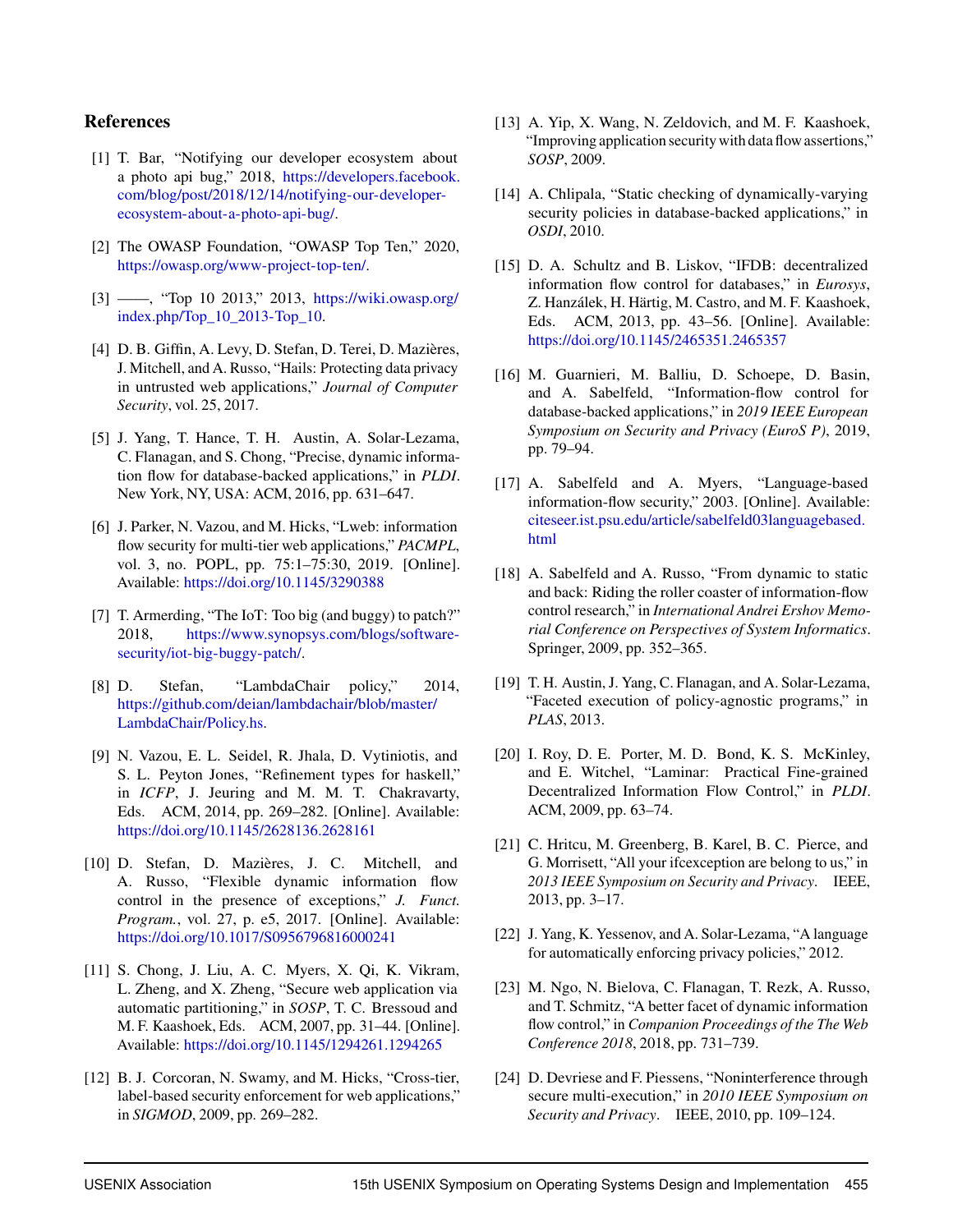## References

[1] T. Bar, "Notifying our developer ecosystem about a photo api bug," 2018, https://developers.facebook.com/blog/post/2018/12/14/notifying-our-developer-ecosystem-about-a-photo-api-bug/.

[2] The OWASP Foundation, "OWASP Top Ten," 2020, https://owasp.org/www-project-top-ten/.

[3] ——, "Top 10 2013," 2013, https://wiki.owasp.org/index.php/Top_10_2013-Top_10.

[4] D. B. Giffin, A. Levy, D. Stefan, D. Terei, D. Mazières, J. Mitchell, and A. Russo, "Hails: Protecting data privacy in untrusted web applications," *Journal of Computer Security*, vol. 25, 2017.

[5] J. Yang, T. Hance, T. H. Austin, A. Solar-Lezama, C. Flanagan, and S. Chong, "Precise, dynamic information flow for database-backed applications," in *PLDI*. New York, NY, USA: ACM, 2016, pp. 631–647.

[6] J. Parker, N. Vazou, and M. Hicks, "Lweb: information flow security for multi-tier web applications," *PACMPL*, vol. 3, no. POPL, pp. 75:1–75:30, 2019. [Online]. Available: https://doi.org/10.1145/3290388

[7] T. Armerding, "The IoT: Too big (and buggy) to patch?" 2018, https://www.synopsys.com/blogs/software-security/iot-big-buggy-patch/.

[8] D. Stefan, "LambdaChair policy," 2014, https://github.com/deian/lambdachair/blob/master/LambdaChair/Policy.hs.

[9] N. Vazou, E. L. Seidel, R. Jhala, D. Vytiniotis, and S. L. Peyton Jones, "Refinement types for haskell," in *ICFP*, J. Jeuring and M. M. T. Chakravarty, Eds. ACM, 2014, pp. 269–282. [Online]. Available: https://doi.org/10.1145/2628136.2628161

[10] D. Stefan, D. Mazières, J. C. Mitchell, and A. Russo, "Flexible dynamic information flow control in the presence of exceptions," *J. Funct. Program.*, vol. 27, p. e5, 2017. [Online]. Available: https://doi.org/10.1017/S0956796816000241

[11] S. Chong, J. Liu, A. C. Myers, X. Qi, K. Vikram, L. Zheng, and X. Zheng, "Secure web application via automatic partitioning," in *SOSP*, T. C. Bressoud and M. F. Kaashoek, Eds. ACM, 2007, pp. 31–44. [Online]. Available: https://doi.org/10.1145/1294261.1294265

[12] B. J. Corcoran, N. Swamy, and M. Hicks, "Cross-tier, label-based security enforcement for web applications," in *SIGMOD*, 2009, pp. 269–282.

[13] A. Yip, X. Wang, N. Zeldovich, and M. F. Kaashoek, "Improving application security with data flow assertions," *SOSP*, 2009.

[14] A. Chlipala, "Static checking of dynamically-varying security policies in database-backed applications," in *OSDI*, 2010.

[15] D. A. Schultz and B. Liskov, "IFDB: decentralized information flow control for databases," in *Eurosys*, Z. Hanzálek, H. Härtig, M. Castro, and M. F. Kaashoek, Eds. ACM, 2013, pp. 43–56. [Online]. Available: https://doi.org/10.1145/2465351.2465357

[16] M. Guarnieri, M. Balliu, D. Schoepe, D. Basin, and A. Sabelfeld, "Information-flow control for database-backed applications," in *2019 IEEE European Symposium on Security and Privacy (EuroS P)*, 2019, pp. 79–94.

[17] A. Sabelfeld and A. Myers, "Language-based information-flow security," 2003. [Online]. Available: citeseer.ist.psu.edu/article/sabelfeld03languagebased.html

[18] A. Sabelfeld and A. Russo, "From dynamic to static and back: Riding the roller coaster of information-flow control research," in *International Andrei Ershov Memorial Conference on Perspectives of System Informatics*. Springer, 2009, pp. 352–365.

[19] T. H. Austin, J. Yang, C. Flanagan, and A. Solar-Lezama, "Faceted execution of policy-agnostic programs," in *PLAS*, 2013.

[20] I. Roy, D. E. Porter, M. D. Bond, K. S. McKinley, and E. Witchel, "Laminar: Practical Fine-grained Decentralized Information Flow Control," in *PLDI*. ACM, 2009, pp. 63–74.

[21] C. Hritcu, M. Greenberg, B. Karel, B. C. Pierce, and G. Morrisett, "All your ifcexception are belong to us," in *2013 IEEE Symposium on Security and Privacy*. IEEE, 2013, pp. 3–17.

[22] J. Yang, K. Yessenov, and A. Solar-Lezama, "A language for automatically enforcing privacy policies," 2012.

[23] M. Ngo, N. Bielova, C. Flanagan, T. Rezk, A. Russo, and T. Schmitz, "A better facet of dynamic information flow control," in *Companion Proceedings of the The Web Conference 2018*, 2018, pp. 731–739.

[24] D. Devriese and F. Piessens, "Noninterference through secure multi-execution," in *2010 IEEE Symposium on Security and Privacy*. IEEE, 2010, pp. 109–124.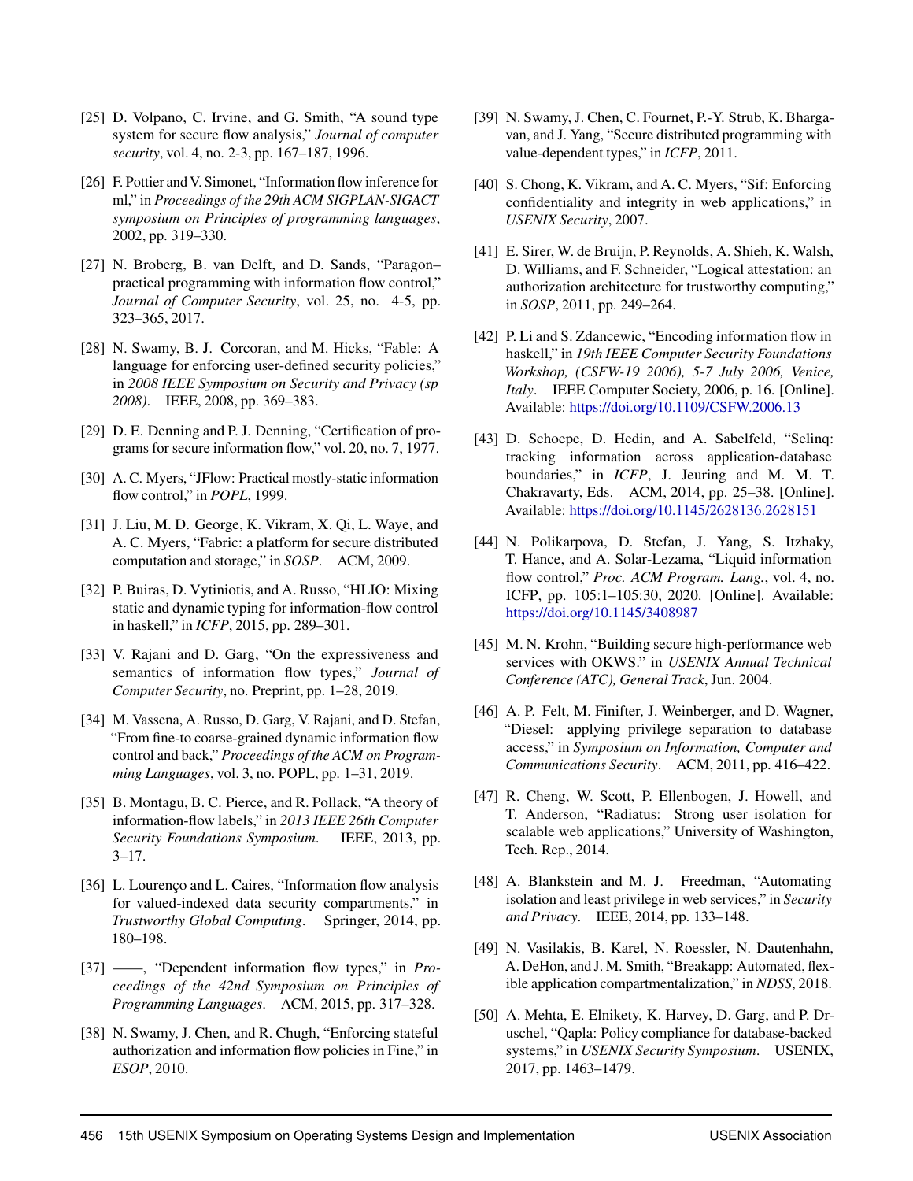[25] D. Volpano, C. Irvine, and G. Smith, "A sound type system for secure flow analysis," *Journal of computer security*, vol. 4, no. 2-3, pp. 167–187, 1996.

[26] F. Pottier and V. Simonet, "Information flow inference for ml," in *Proceedings of the 29th ACM SIGPLAN-SIGACT symposium on Principles of programming languages*, 2002, pp. 319–330.

[27] N. Broberg, B. van Delft, and D. Sands, "Paragon–practical programming with information flow control," *Journal of Computer Security*, vol. 25, no. 4-5, pp. 323–365, 2017.

[28] N. Swamy, B. J. Corcoran, and M. Hicks, "Fable: A language for enforcing user-defined security policies," in *2008 IEEE Symposium on Security and Privacy (sp 2008)*. IEEE, 2008, pp. 369–383.

[29] D. E. Denning and P. J. Denning, "Certification of programs for secure information flow," vol. 20, no. 7, 1977.

[30] A. C. Myers, "JFlow: Practical mostly-static information flow control," in *POPL*, 1999.

[31] J. Liu, M. D. George, K. Vikram, X. Qi, L. Waye, and A. C. Myers, "Fabric: a platform for secure distributed computation and storage," in *SOSP*. ACM, 2009.

[32] P. Buiras, D. Vytiniotis, and A. Russo, "HLIO: Mixing static and dynamic typing for information-flow control in haskell," in *ICFP*, 2015, pp. 289–301.

[33] V. Rajani and D. Garg, "On the expressiveness and semantics of information flow types," *Journal of Computer Security*, no. Preprint, pp. 1–28, 2019.

[34] M. Vassena, A. Russo, D. Garg, V. Rajani, and D. Stefan, "From fine-to coarse-grained dynamic information flow control and back," *Proceedings of the ACM on Programming Languages*, vol. 3, no. POPL, pp. 1–31, 2019.

[35] B. Montagu, B. C. Pierce, and R. Pollack, "A theory of information-flow labels," in *2013 IEEE 26th Computer Security Foundations Symposium*. IEEE, 2013, pp. 3–17.

[36] L. Lourenço and L. Caires, "Information flow analysis for valued-indexed data security compartments," in *Trustworthy Global Computing*. Springer, 2014, pp. 180–198.

[37] ——, "Dependent information flow types," in *Proceedings of the 42nd Symposium on Principles of Programming Languages*. ACM, 2015, pp. 317–328.

[38] N. Swamy, J. Chen, and R. Chugh, "Enforcing stateful authorization and information flow policies in Fine," in *ESOP*, 2010.

[39] N. Swamy, J. Chen, C. Fournet, P.-Y. Strub, K. Bhargavan, and J. Yang, "Secure distributed programming with value-dependent types," in *ICFP*, 2011.

[40] S. Chong, K. Vikram, and A. C. Myers, "Sif: Enforcing confidentiality and integrity in web applications," in *USENIX Security*, 2007.

[41] E. Sirer, W. de Bruijn, P. Reynolds, A. Shieh, K. Walsh, D. Williams, and F. Schneider, "Logical attestation: an authorization architecture for trustworthy computing," in *SOSP*, 2011, pp. 249–264.

[42] P. Li and S. Zdancewic, "Encoding information flow in haskell," in *19th IEEE Computer Security Foundations Workshop, (CSFW-19 2006), 5-7 July 2006, Venice, Italy*. IEEE Computer Society, 2006, p. 16. [Online]. Available: https://doi.org/10.1109/CSFW.2006.13

[43] D. Schoepe, D. Hedin, and A. Sabelfeld, "Selinq: tracking information across application-database boundaries," in *ICFP*, J. Jeuring and M. M. T. Chakravarty, Eds. ACM, 2014, pp. 25–38. [Online]. Available: https://doi.org/10.1145/2628136.2628151

[44] N. Polikarpova, D. Stefan, J. Yang, S. Itzhaky, T. Hance, and A. Solar-Lezama, "Liquid information flow control," *Proc. ACM Program. Lang.*, vol. 4, no. ICFP, pp. 105:1–105:30, 2020. [Online]. Available: https://doi.org/10.1145/3408987

[45] M. N. Krohn, "Building secure high-performance web services with OKWS." in *USENIX Annual Technical Conference (ATC), General Track*, Jun. 2004.

[46] A. P. Felt, M. Finifter, J. Weinberger, and D. Wagner, "Diesel: applying privilege separation to database access," in *Symposium on Information, Computer and Communications Security*. ACM, 2011, pp. 416–422.

[47] R. Cheng, W. Scott, P. Ellenbogen, J. Howell, and T. Anderson, "Radiatus: Strong user isolation for scalable web applications," University of Washington, Tech. Rep., 2014.

[48] A. Blankstein and M. J. Freedman, "Automating isolation and least privilege in web services," in *Security and Privacy*. IEEE, 2014, pp. 133–148.

[49] N. Vasilakis, B. Karel, N. Roessler, N. Dautenhahn, A. DeHon, and J. M. Smith, "Breakapp: Automated, flexible application compartmentalization," in *NDSS*, 2018.

[50] A. Mehta, E. Elnikety, K. Harvey, D. Garg, and P. Druschel, "Qapla: Policy compliance for database-backed systems," in *USENIX Security Symposium*. USENIX, 2017, pp. 1463–1479.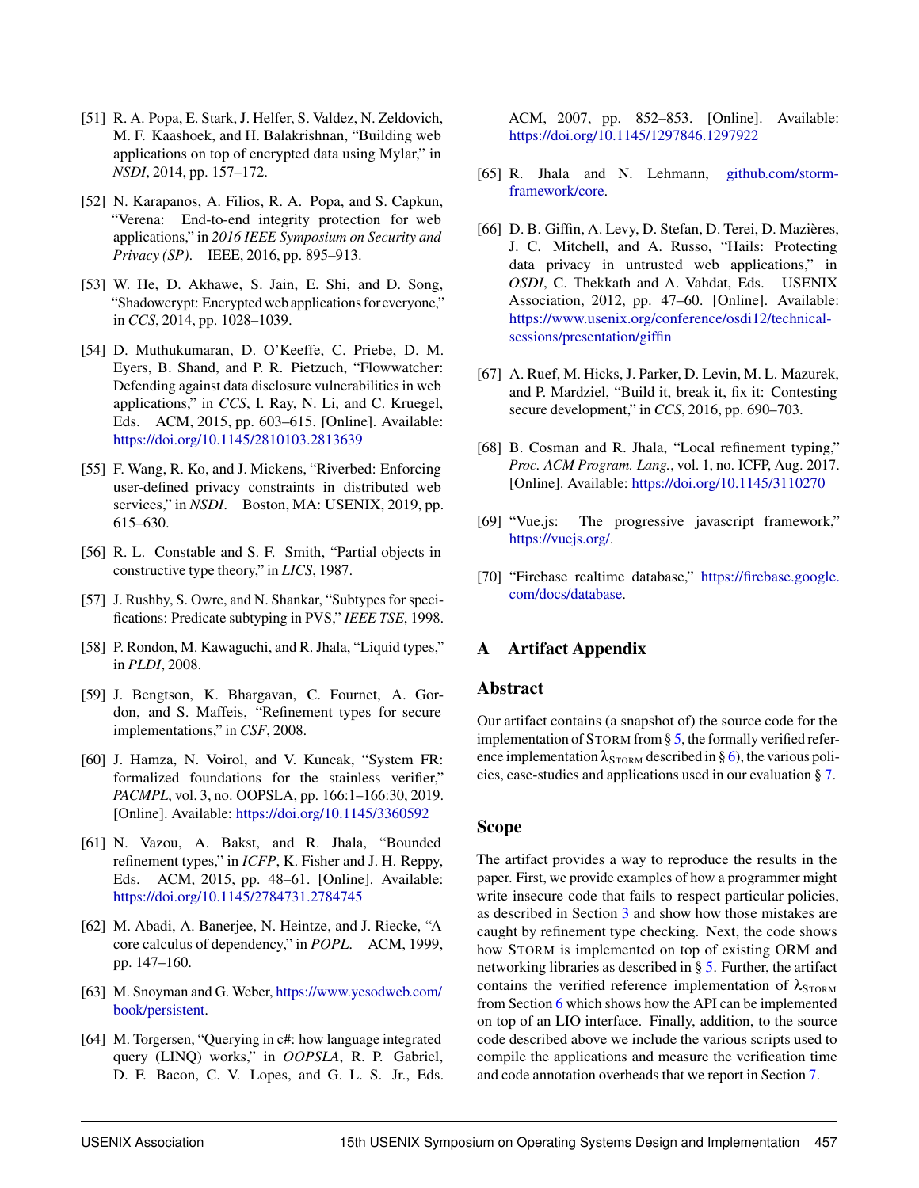[51] R. A. Popa, E. Stark, J. Helfer, S. Valdez, N. Zeldovich, M. F. Kaashoek, and H. Balakrishnan, "Building web applications on top of encrypted data using Mylar," in *NSDI*, 2014, pp. 157–172.

[52] N. Karapanos, A. Filios, R. A. Popa, and S. Capkun, "Verena: End-to-end integrity protection for web applications," in *2016 IEEE Symposium on Security and Privacy (SP)*. IEEE, 2016, pp. 895–913.

[53] W. He, D. Akhawe, S. Jain, E. Shi, and D. Song, "Shadowcrypt: Encrypted web applications for everyone," in *CCS*, 2014, pp. 1028–1039.

[54] D. Muthukumaran, D. O'Keeffe, C. Priebe, D. M. Eyers, B. Shand, and P. R. Pietzuch, "Flowwatcher: Defending against data disclosure vulnerabilities in web applications," in *CCS*, I. Ray, N. Li, and C. Kruegel, Eds. ACM, 2015, pp. 603–615. [Online]. Available: https://doi.org/10.1145/2810103.2813639

[55] F. Wang, R. Ko, and J. Mickens, "Riverbed: Enforcing user-defined privacy constraints in distributed web services," in *NSDI*. Boston, MA: USENIX, 2019, pp. 615–630.

[56] R. L. Constable and S. F. Smith, "Partial objects in constructive type theory," in *LICS*, 1987.

[57] J. Rushby, S. Owre, and N. Shankar, "Subtypes for specifications: Predicate subtyping in PVS," *IEEE TSE*, 1998.

[58] P. Rondon, M. Kawaguchi, and R. Jhala, "Liquid types," in *PLDI*, 2008.

[59] J. Bengtson, K. Bhargavan, C. Fournet, A. Gordon, and S. Maffeis, "Refinement types for secure implementations," in *CSF*, 2008.

[60] J. Hamza, N. Voirol, and V. Kuncak, "System FR: formalized foundations for the stainless verifier," *PACMPL*, vol. 3, no. OOPSLA, pp. 166:1–166:30, 2019. [Online]. Available: https://doi.org/10.1145/3360592

[61] N. Vazou, A. Bakst, and R. Jhala, "Bounded refinement types," in *ICFP*, K. Fisher and J. H. Reppy, Eds. ACM, 2015, pp. 48–61. [Online]. Available: https://doi.org/10.1145/2784731.2784745

[62] M. Abadi, A. Banerjee, N. Heintze, and J. Riecke, "A core calculus of dependency," in *POPL*. ACM, 1999, pp. 147–160.

[63] M. Snoyman and G. Weber, https://www.yesodweb.com/book/persistent.

[64] M. Torgersen, "Querying in c#: how language integrated query (LINQ) works," in *OOPSLA*, R. P. Gabriel, D. F. Bacon, C. V. Lopes, and G. L. S. Jr., Eds. ACM, 2007, pp. 852–853. [Online]. Available: https://doi.org/10.1145/1297846.1297922

[65] R. Jhala and N. Lehmann, github.com/storm-framework/core.

[66] D. B. Giffin, A. Levy, D. Stefan, D. Terei, D. Mazières, J. C. Mitchell, and A. Russo, "Hails: Protecting data privacy in untrusted web applications," in *OSDI*, C. Thekkath and A. Vahdat, Eds. USENIX Association, 2012, pp. 47–60. [Online]. Available: https://www.usenix.org/conference/osdi12/technical-sessions/presentation/giffin

[67] A. Ruef, M. Hicks, J. Parker, D. Levin, M. L. Mazurek, and P. Mardziel, "Build it, break it, fix it: Contesting secure development," in *CCS*, 2016, pp. 690–703.

[68] B. Cosman and R. Jhala, "Local refinement typing," *Proc. ACM Program. Lang.*, vol. 1, no. ICFP, Aug. 2017. [Online]. Available: https://doi.org/10.1145/3110270

[69] "Vue.js: The progressive javascript framework," https://vuejs.org/.

[70] "Firebase realtime database," https://firebase.google.com/docs/database.

# A Artifact Appendix

## Abstract

Our artifact contains (a snapshot of) the source code for the implementation of STORM from § 5, the formally verified reference implementation $\lambda_{\text{STORM}}$ described in § 6), the various policies, case-studies and applications used in our evaluation § 7.

## Scope

The artifact provides a way to reproduce the results in the paper. First, we provide examples of how a programmer might write insecure code that fails to respect particular policies, as described in Section 3 and show how those mistakes are caught by refinement type checking. Next, the code shows how STORM is implemented on top of existing ORM and networking libraries as described in § 5. Further, the artifact contains the verified reference implementation of $\lambda_{\text{STORM}}$ from Section 6 which shows how the API can be implemented on top of an LIO interface. Finally, addition, to the source code described above we include the various scripts used to compile the applications and measure the verification time and code annotation overheads that we report in Section 7.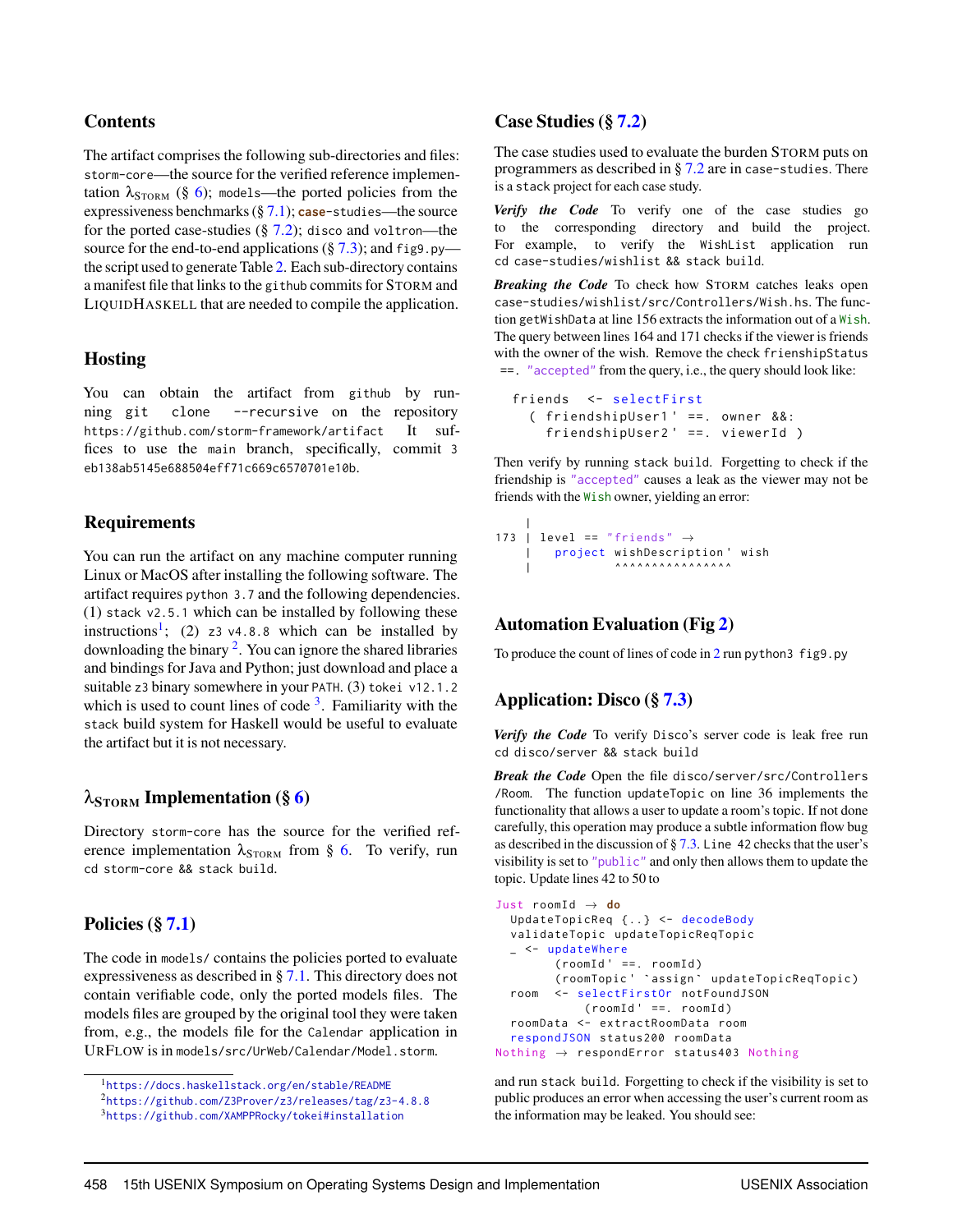## Contents

The artifact comprises the following sub-directories and files: `storm-core`—the source for the verified reference implementation $\lambda_{\text{STORM}}$ (§ 6); `models`—the ported policies from the expressiveness benchmarks (§ 7.1); `case-studies`—the source for the ported case-studies (§ 7.2); `disco` and `voltron`—the source for the end-to-end applications (§ 7.3); and `fig9.py`—the script used to generate Table 2. Each sub-directory contains a manifest file that links to the `github` commits for STORM and LIQUIDHASKELL that are needed to compile the application.

## Hosting

You can obtain the artifact from `github` by running `git clone --recursive` on the repository `https://github.com/storm-framework/artifact` It suffices to use the `main` branch, specifically, commit `3eb138ab5145e688504eff71c669c6570701e10b`.

## Requirements

You can run the artifact on any machine computer running Linux or MacOS after installing the following software. The artifact requires `python 3.7` and the following dependencies. (1) `stack v2.5.1` which can be installed by following these instructions[1]; (2) `z3 v4.8.8` which can be installed by downloading the binary [2]. You can ignore the shared libraries and bindings for Java and Python; just download and place a suitable `z3` binary somewhere in your PATH. (3) `tokei v12.1.2` which is used to count lines of code [3]. Familiarity with the `stack` build system for Haskell would be useful to evaluate the artifact but it is not necessary.

## $\lambda_{\text{STORM}}$ Implementation (§ 6)

Directory `storm-core` has the source for the verified reference implementation $\lambda_{\text{STORM}}$ from § 6. To verify, run `cd storm-core && stack build`.

## Policies (§ 7.1)

The code in `models/` contains the policies ported to evaluate expressiveness as described in § 7.1. This directory does not contain verifiable code, only the ported models files. The models files are grouped by the original tool they were taken from, e.g., the models file for the `Calendar` application in URFLOW is in `models/src/UrWeb/Calendar/Model.storm`.

[1] https://docs.haskellstack.org/en/stable/README
[2] https://github.com/Z3Prover/z3/releases/tag/z3-4.8.8
[3] https://github.com/XAMPPRocky/tokei#installation

## Case Studies (§ 7.2)

The case studies used to evaluate the burden STORM puts on programmers as described in § 7.2 are in `case-studies`. There is a `stack` project for each case study.

***Verify the Code*** To verify one of the case studies go to the corresponding directory and build the project. For example, to verify the `WishList` application run `cd case-studies/wishlist && stack build`.

***Breaking the Code*** To check how STORM catches leaks open `case-studies/wishlist/src/Controllers/Wish.hs`. The function `getWishData` at line 156 extracts the information out of a `Wish`. The query between lines 164 and 171 checks if the viewer is friends with the owner of the wish. Remove the check `frienshipStatus ==. "accepted"` from the query, i.e., the query should look like:

```
friends   <- selectFirst
  ( friendshipUser1' ==. owner &&:
    friendshipUser2' ==. viewerId )
```

Then verify by running `stack build`. Forgetting to check if the friendship is `"accepted"` causes a leak as the viewer may not be friends with the `Wish` owner, yielding an error:

```
    |
173 | level == "friends" →
    |   project wishDescription' wish
    |           ^^^^^^^^^^^^^^^^
```

## Automation Evaluation (Fig 2)

To produce the count of lines of code in 2 run `python3 fig9.py`

## Application: Disco (§ 7.3)

***Verify the Code*** To verify Disco's server code is leak free run `cd disco/server && stack build`

***Break the Code*** Open the file `disco/server/src/Controllers/Room`. The function `updateTopic` on line 36 implements the functionality that allows a user to update a room's topic. If not done carefully, this operation may produce a subtle information flow bug as described in the discussion of § 7.3. Line 42 checks that the user's visibility is set to `"public"` and only then allows them to update the topic. Update lines 42 to 50 to

```
Just roomId → do
  UpdateTopicReq {..} <- decodeBody
  validateTopic updateTopicReqTopic
  _ <- updateWhere
        (roomId' ==. roomId)
        (roomTopic' `assign` updateTopicReqTopic)
  room   <- selectFirstOr notFoundJSON
           (roomId' ==. roomId)
  roomData <- extractRoomData room
  respondJSON status200 roomData
Nothing → respondError status403 Nothing
```

and run `stack build`. Forgetting to check if the visibility is set to public produces an error when accessing the user's current room as the information may be leaked. You should see: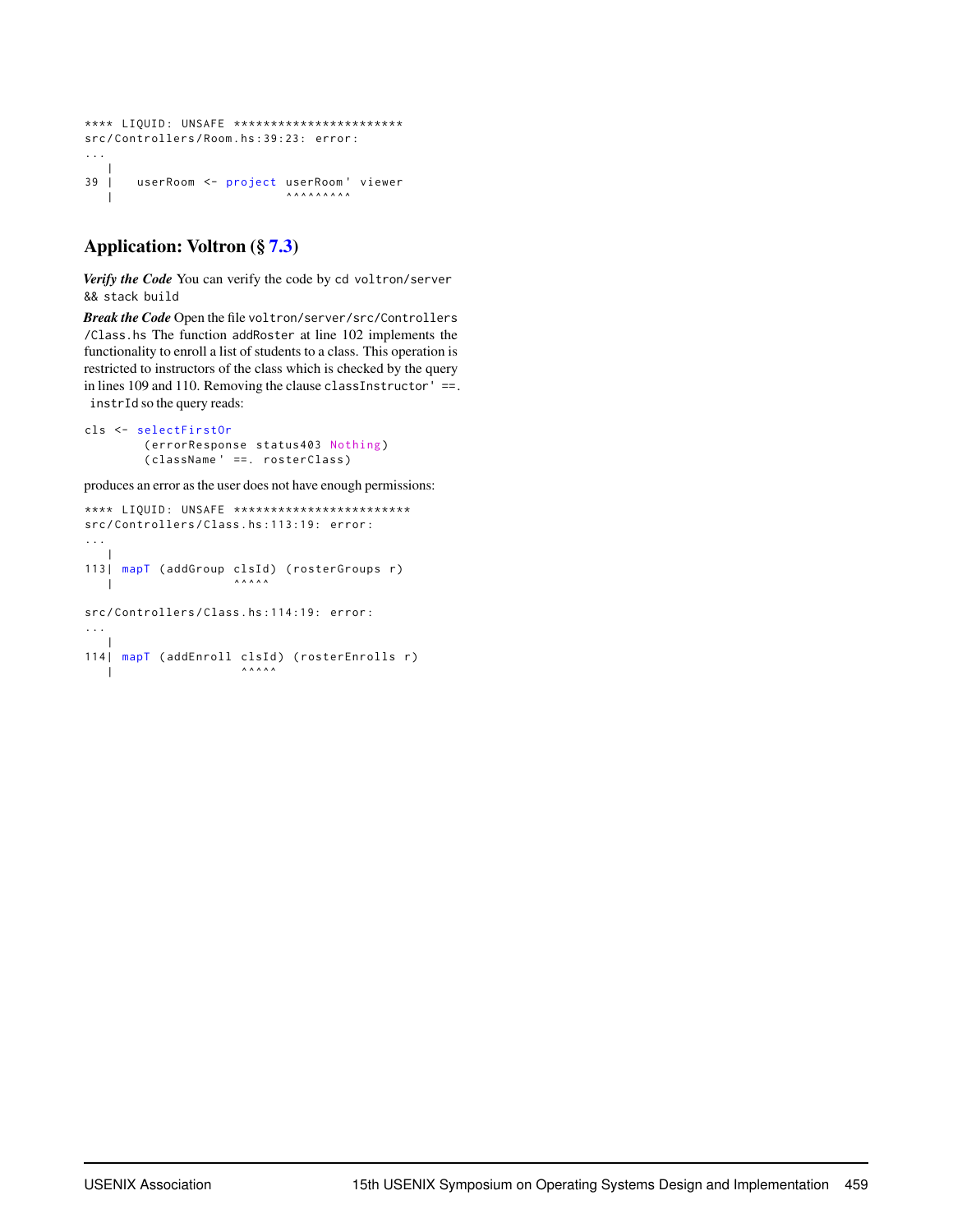```
**** LIQUID: UNSAFE ***********************
src/Controllers/Room.hs:39:23: error:
...
   |
39 |   userRoom <- project userRoom' viewer
   |                       ^^^^^^^^^
```

## Application: Voltron (§ 7.3)

***Verify the Code*** You can verify the code by `cd voltron/server && stack build`

***Break the Code*** Open the file `voltron/server/src/Controllers/Class.hs` The function `addRoster` at line 102 implements the functionality to enroll a list of students to a class. This operation is restricted to instructors of the class which is checked by the query in lines 109 and 110. Removing the clause `classInstructor' ==. instrId` so the query reads:

```
cls <- selectFirstOr
         (errorResponse status403 Nothing)
         (className' ==. rosterClass)
```

produces an error as the user does not have enough permissions:

```
**** LIQUID: UNSAFE ************************
src/Controllers/Class.hs:113:19: error:
...
   |
113| mapT (addGroup clsId) (rosterGroups r)
   |                ^^^^^

src/Controllers/Class.hs:114:19: error:
...
   |
114| mapT (addEnroll clsId) (rosterEnrolls r)
   |                 ^^^^^
```